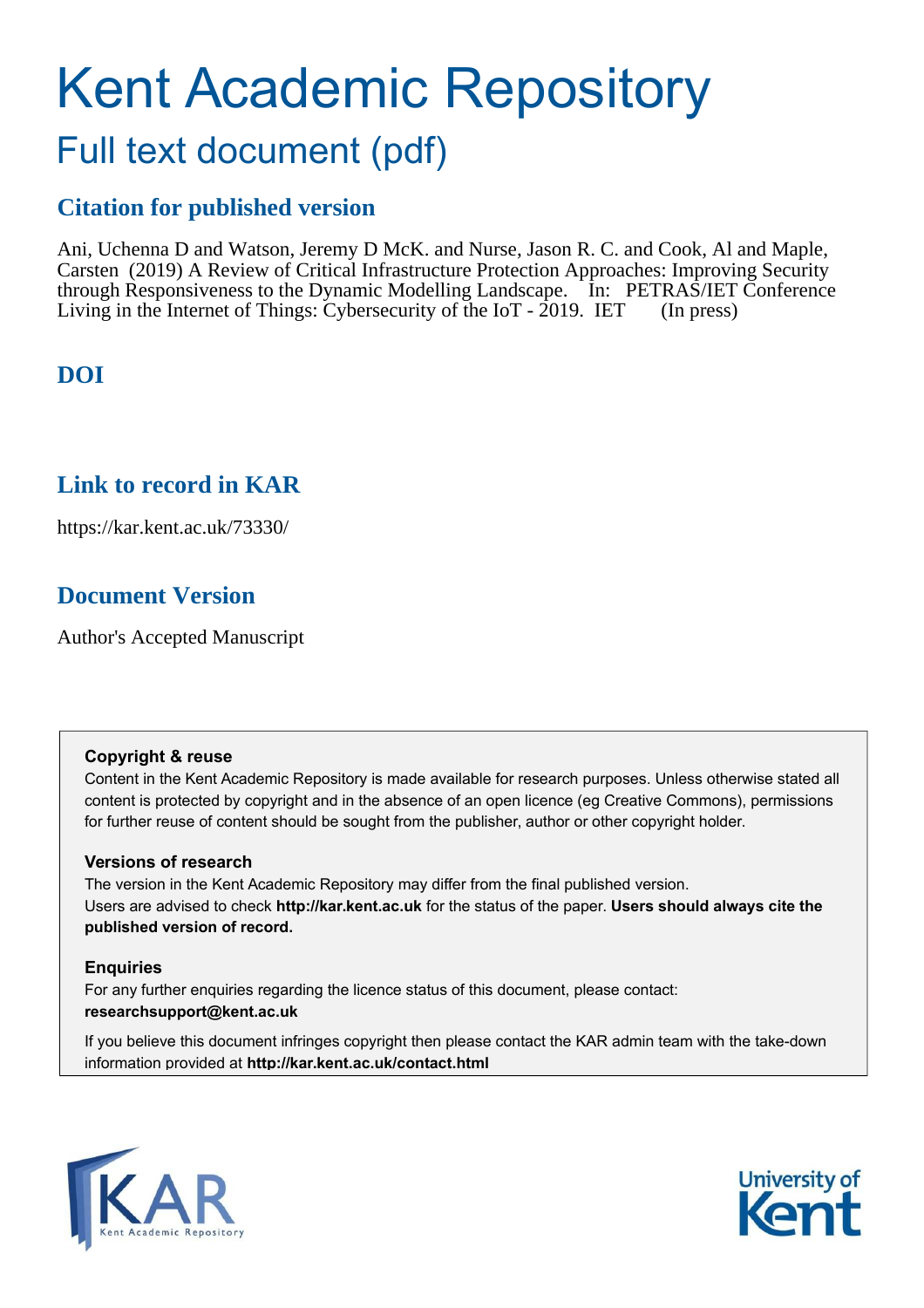# Kent Academic Repository

## Full text document (pdf)

### Citation for published version

Ani, Uchenna D and Watson, Jeremy D McK. and Nurse, Jason R. C. and Cook, Al and Maple, Carsten (2019) A Review of Critical Infrastructure Protection Approaches: Improving Security through Responsiveness to the Dynamic Modelling Landscape. In: PETRAS/IET Conference Living in the Internet of Things: Cybersecurity of the IoT - 2019. IET (In press)

### DOI

### Link to record in KAR

https://kar.kent.ac.uk/73330/

### Document Version

Author's Accepted Manuscript

**Copyright & reuse**

Content in the Kent Academic Repository is made available for research purposes. Unless otherwise stated all content is protected by copyright and in the absence of an open licence (eg Creative Commons), permissions for further reuse of content should be sought from the publisher, author or other copyright holder.

**Versions of research**

The version in the Kent Academic Repository may differ from the final published version. Users are advised to check **http://kar.kent.ac.uk** for the status of the paper. **Users should always cite the published version of record.**

**Enquiries**

For any further enquiries regarding the licence status of this document, please contact: **researchsupport@kent.ac.uk**

If you believe this document infringes copyright then please contact the KAR admin team with the take-down information provided at **http://kar.kent.ac.uk/contact.html**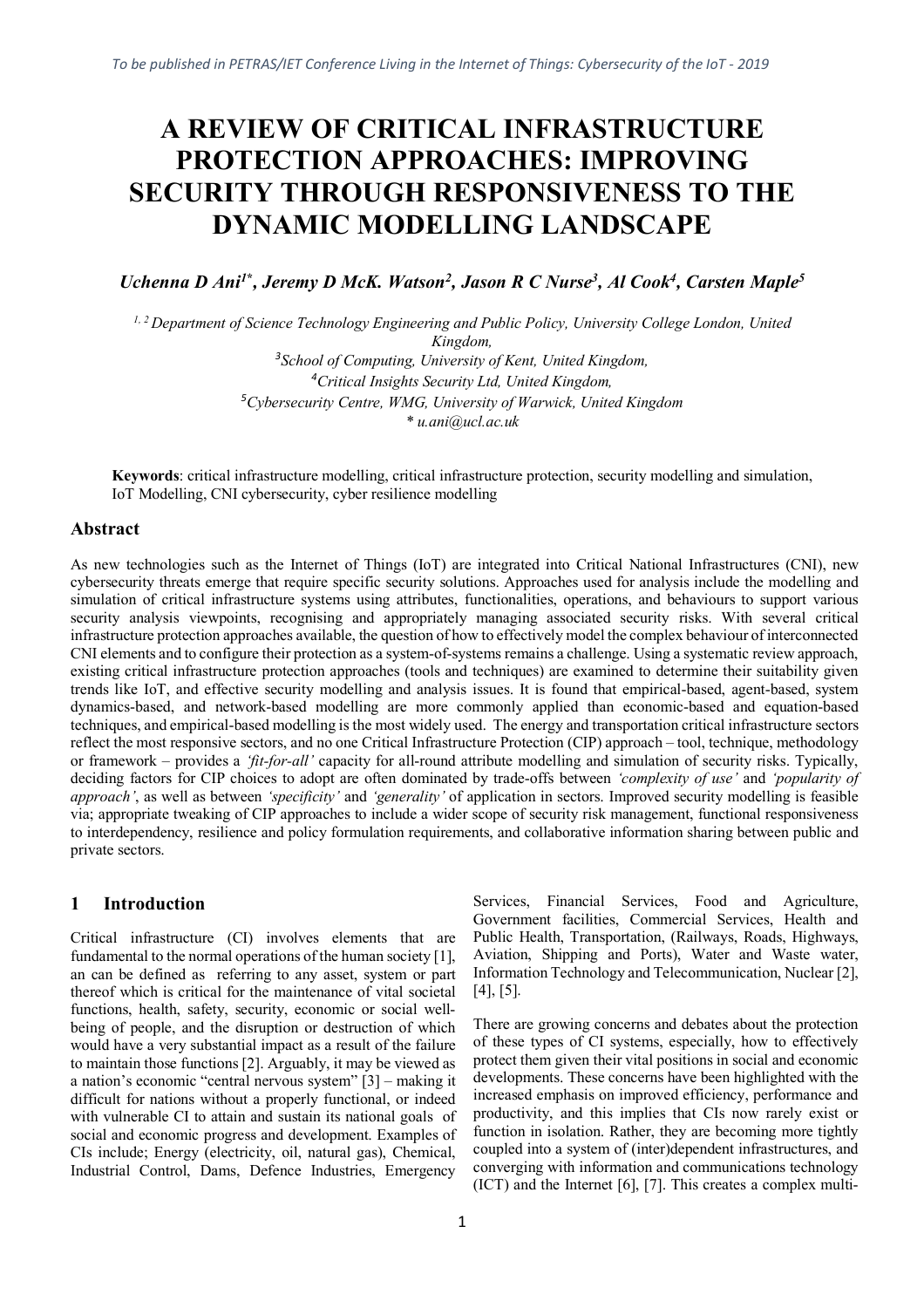# A REVIEW OF CRITICAL INFRASTRUCTURE PROTECTION APPROACHES: IMPROVING SECURITY THROUGH RESPONSIVENESS TO THE DYNAMIC MODELLING LANDSCAPE

***Uchenna D Ani[1*], Jeremy D McK. Watson[2], Jason R C Nurse[3], Al Cook[4], Carsten Maple[5]***

*[1, 2] Department of Science Technology Engineering and Public Policy, University College London, United Kingdom,*
*[3]School of Computing, University of Kent, United Kingdom,*
*[4]Critical Insights Security Ltd, United Kingdom,*
*[5]Cybersecurity Centre, WMG, University of Warwick, United Kingdom*
*\* u.ani@ucl.ac.uk*

**Keywords**: critical infrastructure modelling, critical infrastructure protection, security modelling and simulation, IoT Modelling, CNI cybersecurity, cyber resilience modelling

## Abstract

As new technologies such as the Internet of Things (IoT) are integrated into Critical National Infrastructures (CNI), new cybersecurity threats emerge that require specific security solutions. Approaches used for analysis include the modelling and simulation of critical infrastructure systems using attributes, functionalities, operations, and behaviours to support various security analysis viewpoints, recognising and appropriately managing associated security risks. With several critical infrastructure protection approaches available, the question of how to effectively model the complex behaviour of interconnected CNI elements and to configure their protection as a system-of-systems remains a challenge. Using a systematic review approach, existing critical infrastructure protection approaches (tools and techniques) are examined to determine their suitability given trends like IoT, and effective security modelling and analysis issues. It is found that empirical-based, agent-based, system dynamics-based, and network-based modelling are more commonly applied than economic-based and equation-based techniques, and empirical-based modelling is the most widely used. The energy and transportation critical infrastructure sectors reflect the most responsive sectors, and no one Critical Infrastructure Protection (CIP) approach – tool, technique, methodology or framework – provides a *'fit-for-all'* capacity for all-round attribute modelling and simulation of security risks. Typically, deciding factors for CIP choices to adopt are often dominated by trade-offs between *'complexity of use'* and *'popularity of approach'*, as well as between *'specificity'* and *'generality'* of application in sectors. Improved security modelling is feasible via; appropriate tweaking of CIP approaches to include a wider scope of security risk management, functional responsiveness to interdependency, resilience and policy formulation requirements, and collaborative information sharing between public and private sectors.

## 1 Introduction

Critical infrastructure (CI) involves elements that are fundamental to the normal operations of the human society [1], an can be defined as referring to any asset, system or part thereof which is critical for the maintenance of vital societal functions, health, safety, security, economic or social well-being of people, and the disruption or destruction of which would have a very substantial impact as a result of the failure to maintain those functions [2]. Arguably, it may be viewed as a nation's economic "central nervous system" [3] – making it difficult for nations without a properly functional, or indeed with vulnerable CI to attain and sustain its national goals of social and economic progress and development. Examples of CIs include; Energy (electricity, oil, natural gas), Chemical, Industrial Control, Dams, Defence Industries, Emergency Services, Financial Services, Food and Agriculture, Government facilities, Commercial Services, Health and Public Health, Transportation, (Railways, Roads, Highways, Aviation, Shipping and Ports), Water and Waste water, Information Technology and Telecommunication, Nuclear [2], [4], [5].

There are growing concerns and debates about the protection of these types of CI systems, especially, how to effectively protect them given their vital positions in social and economic developments. These concerns have been highlighted with the increased emphasis on improved efficiency, performance and productivity, and this implies that CIs now rarely exist or function in isolation. Rather, they are becoming more tightly coupled into a system of (inter)dependent infrastructures, and converging with information and communications technology (ICT) and the Internet [6], [7]. This creates a complex multi-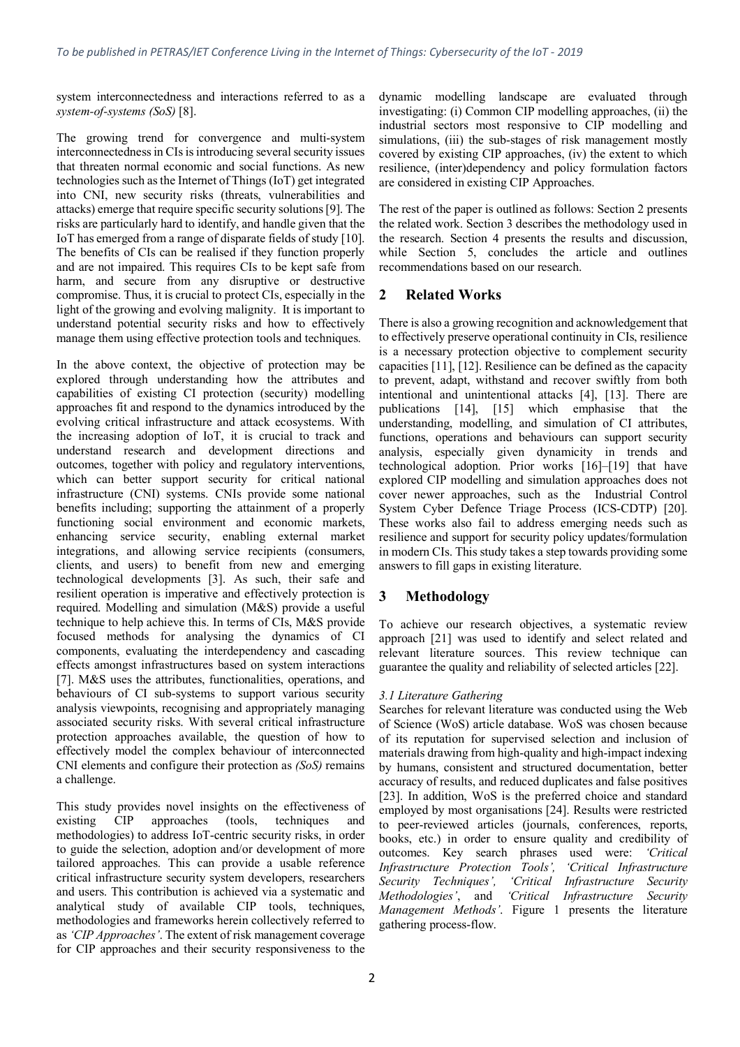system interconnectedness and interactions referred to as a *system-of-systems (SoS)* [8].

The growing trend for convergence and multi-system interconnectedness in CIs is introducing several security issues that threaten normal economic and social functions. As new technologies such as the Internet of Things (IoT) get integrated into CNI, new security risks (threats, vulnerabilities and attacks) emerge that require specific security solutions [9]. The risks are particularly hard to identify, and handle given that the IoT has emerged from a range of disparate fields of study [10]. The benefits of CIs can be realised if they function properly and are not impaired. This requires CIs to be kept safe from harm, and secure from any disruptive or destructive compromise. Thus, it is crucial to protect CIs, especially in the light of the growing and evolving malignity. It is important to understand potential security risks and how to effectively manage them using effective protection tools and techniques.

In the above context, the objective of protection may be explored through understanding how the attributes and capabilities of existing CI protection (security) modelling approaches fit and respond to the dynamics introduced by the evolving critical infrastructure and attack ecosystems. With the increasing adoption of IoT, it is crucial to track and understand research and development directions and outcomes, together with policy and regulatory interventions, which can better support security for critical national infrastructure (CNI) systems. CNIs provide some national benefits including; supporting the attainment of a properly functioning social environment and economic markets, enhancing service security, enabling external market integrations, and allowing service recipients (consumers, clients, and users) to benefit from new and emerging technological developments [3]. As such, their safe and resilient operation is imperative and effectively protection is required. Modelling and simulation (M&S) provide a useful technique to help achieve this. In terms of CIs, M&S provide focused methods for analysing the dynamics of CI components, evaluating the interdependency and cascading effects amongst infrastructures based on system interactions [7]. M&S uses the attributes, functionalities, operations, and behaviours of CI sub-systems to support various security analysis viewpoints, recognising and appropriately managing associated security risks. With several critical infrastructure protection approaches available, the question of how to effectively model the complex behaviour of interconnected CNI elements and configure their protection as *(SoS)* remains a challenge.

This study provides novel insights on the effectiveness of existing CIP approaches (tools, techniques and methodologies) to address IoT-centric security risks, in order to guide the selection, adoption and/or development of more tailored approaches. This can provide a usable reference critical infrastructure security system developers, researchers and users. This contribution is achieved via a systematic and analytical study of available CIP tools, techniques, methodologies and frameworks herein collectively referred to as *'CIP Approaches'*. The extent of risk management coverage for CIP approaches and their security responsiveness to the dynamic modelling landscape are evaluated through investigating: (i) Common CIP modelling approaches, (ii) the industrial sectors most responsive to CIP modelling and simulations, (iii) the sub-stages of risk management mostly covered by existing CIP approaches, (iv) the extent to which resilience, (inter)dependency and policy formulation factors are considered in existing CIP Approaches.

The rest of the paper is outlined as follows: Section 2 presents the related work. Section 3 describes the methodology used in the research. Section 4 presents the results and discussion, while Section 5, concludes the article and outlines recommendations based on our research.

## 2 Related Works

There is also a growing recognition and acknowledgement that to effectively preserve operational continuity in CIs, resilience is a necessary protection objective to complement security capacities [11], [12]. Resilience can be defined as the capacity to prevent, adapt, withstand and recover swiftly from both intentional and unintentional attacks [4], [13]. There are publications [14], [15] which emphasise that the understanding, modelling, and simulation of CI attributes, functions, operations and behaviours can support security analysis, especially given dynamicity in trends and technological adoption. Prior works [16]–[19] that have explored CIP modelling and simulation approaches does not cover newer approaches, such as the Industrial Control System Cyber Defence Triage Process (ICS-CDTP) [20]. These works also fail to address emerging needs such as resilience and support for security policy updates/formulation in modern CIs. This study takes a step towards providing some answers to fill gaps in existing literature.

## 3 Methodology

To achieve our research objectives, a systematic review approach [21] was used to identify and select related and relevant literature sources. This review technique can guarantee the quality and reliability of selected articles [22].

### *3.1 Literature Gathering*

Searches for relevant literature was conducted using the Web of Science (WoS) article database. WoS was chosen because of its reputation for supervised selection and inclusion of materials drawing from high-quality and high-impact indexing by humans, consistent and structured documentation, better accuracy of results, and reduced duplicates and false positives [23]. In addition, WoS is the preferred choice and standard employed by most organisations [24]. Results were restricted to peer-reviewed articles (journals, conferences, reports, books, etc.) in order to ensure quality and credibility of outcomes. Key search phrases used were: *'Critical Infrastructure Protection Tools'*, *'Critical Infrastructure Security Techniques'*, *'Critical Infrastructure Security Methodologies'*, and *'Critical Infrastructure Security Management Methods'*. Figure 1 presents the literature gathering process-flow.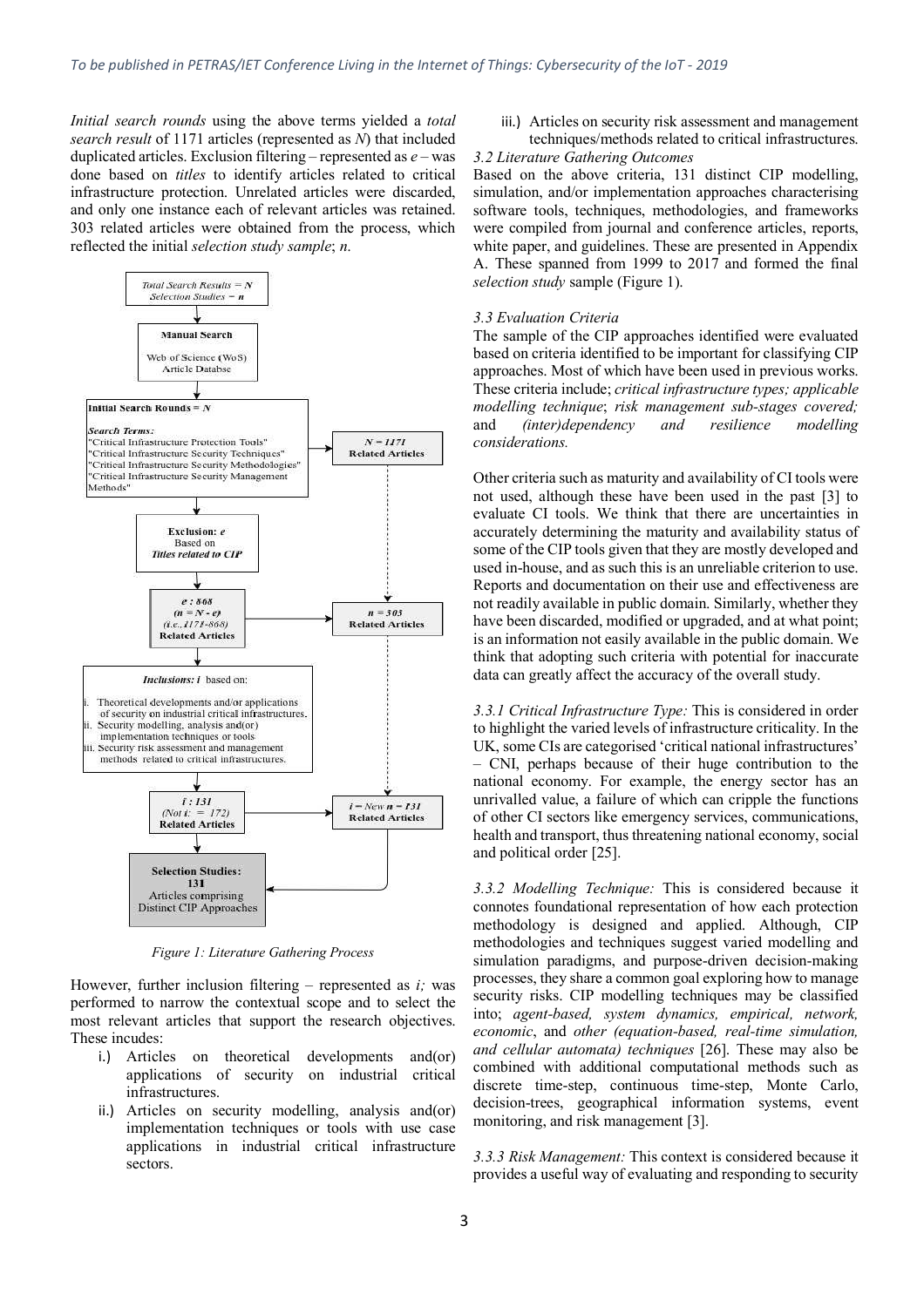*Initial search rounds* using the above terms yielded a *total search result* of 1171 articles (represented as *N*) that included duplicated articles. Exclusion filtering – represented as *e* – was done based on *titles* to identify articles related to critical infrastructure protection. Unrelated articles were discarded, and only one instance each of relevant articles was retained. 303 related articles were obtained from the process, which reflected the initial *selection study sample*; *n*.

Total Search Results = N
Selection Studies = n

Manual Search
Web of Science (WoS) Article Databse

Initial Search Rounds = N

Search Terms:
"Critical Infrastructure Protection Tools"
"Critical Infrastructure Security Techniques"
"Critical Infrastructure Security Methodologies"
"Critical Infrastructure Security Management Methods"

N = 1171
Related Articles

Exclusion: e
Based on
Titles related to CIP

e : 868
(n = N - e)
(i.e., 1171-868)
Related Articles

n = 303
Related Articles

Inclusions: i based on:

i. Theoretical developments and/or applications of security on industrial critical infrastructures.
ii. Security modelling, analysis and(or) implementation techniques or tools
iii. Security risk assessment and management methods related to critical infrastructures.

i : 131
(Not i: = 172)
Related Articles

i = New n = 131
Related Articles

Selection Studies:
131
Articles comprising Distinct CIP Approaches

*Figure 1: Literature Gathering Process*

However, further inclusion filtering – represented as *i;* was performed to narrow the contextual scope and to select the most relevant articles that support the research objectives. These incudes:

i.) Articles on theoretical developments and(or) applications of security on industrial critical infrastructures.
ii.) Articles on security modelling, analysis and(or) implementation techniques or tools with use case applications in industrial critical infrastructure sectors.
iii.) Articles on security risk assessment and management techniques/methods related to critical infrastructures.

*3.2 Literature Gathering Outcomes*

Based on the above criteria, 131 distinct CIP modelling, simulation, and/or implementation approaches characterising software tools, techniques, methodologies, and frameworks were compiled from journal and conference articles, reports, white paper, and guidelines. These are presented in Appendix A. These spanned from 1999 to 2017 and formed the final *selection study* sample (Figure 1).

*3.3 Evaluation Criteria*

The sample of the CIP approaches identified were evaluated based on criteria identified to be important for classifying CIP approaches. Most of which have been used in previous works. These criteria include; *critical infrastructure types; applicable modelling technique*; *risk management sub-stages covered;* and *(inter)dependency and resilience modelling considerations.*

Other criteria such as maturity and availability of CI tools were not used, although these have been used in the past [3] to evaluate CI tools. We think that there are uncertainties in accurately determining the maturity and availability status of some of the CIP tools given that they are mostly developed and used in-house, and as such this is an unreliable criterion to use. Reports and documentation on their use and effectiveness are not readily available in public domain. Similarly, whether they have been discarded, modified or upgraded, and at what point; is an information not easily available in the public domain. We think that adopting such criteria with potential for inaccurate data can greatly affect the accuracy of the overall study.

*3.3.1 Critical Infrastructure Type:* This is considered in order to highlight the varied levels of infrastructure criticality. In the UK, some CIs are categorised 'critical national infrastructures' – CNI, perhaps because of their huge contribution to the national economy. For example, the energy sector has an unrivalled value, a failure of which can cripple the functions of other CI sectors like emergency services, communications, health and transport, thus threatening national economy, social and political order [25].

*3.3.2 Modelling Technique:* This is considered because it connotes foundational representation of how each protection methodology is designed and applied. Although, CIP methodologies and techniques suggest varied modelling and simulation paradigms, and purpose-driven decision-making processes, they share a common goal exploring how to manage security risks. CIP modelling techniques may be classified into; *agent-based, system dynamics, empirical, network, economic*, and *other (equation-based, real-time simulation, and cellular automata) techniques* [26]. These may also be combined with additional computational methods such as discrete time-step, continuous time-step, Monte Carlo, decision-trees, geographical information systems, event monitoring, and risk management [3].

*3.3.3 Risk Management:* This context is considered because it provides a useful way of evaluating and responding to security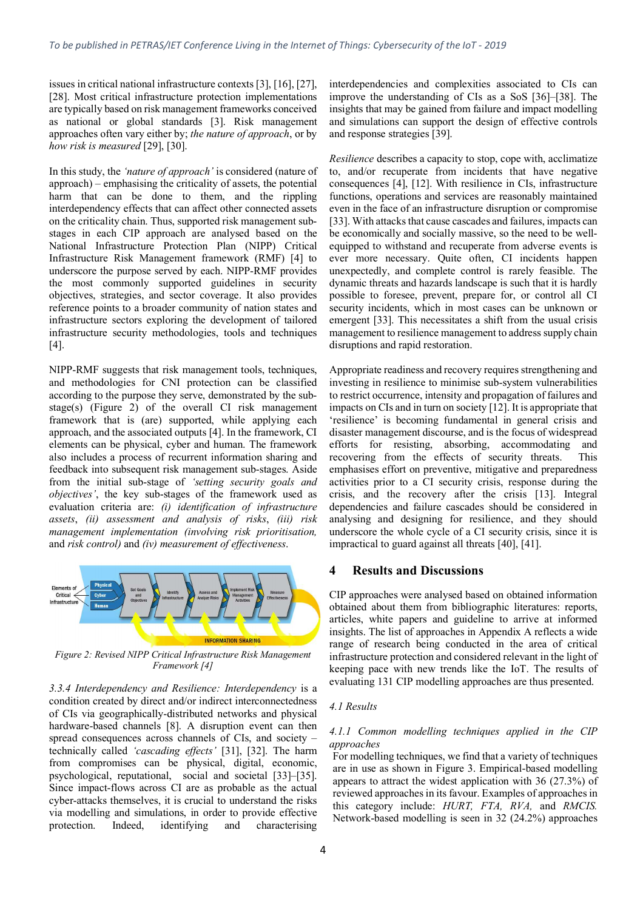issues in critical national infrastructure contexts [3], [16], [27], [28]. Most critical infrastructure protection implementations are typically based on risk management frameworks conceived as national or global standards [3]. Risk management approaches often vary either by; *the nature of approach*, or by *how risk is measured* [29], [30].

In this study, the *'nature of approach'* is considered (nature of approach) – emphasising the criticality of assets, the potential harm that can be done to them, and the rippling interdependency effects that can affect other connected assets on the criticality chain. Thus, supported risk management sub-stages in each CIP approach are analysed based on the National Infrastructure Protection Plan (NIPP) Critical Infrastructure Risk Management framework (RMF) [4] to underscore the purpose served by each. NIPP-RMF provides the most commonly supported guidelines in security objectives, strategies, and sector coverage. It also provides reference points to a broader community of nation states and infrastructure sectors exploring the development of tailored infrastructure security methodologies, tools and techniques [4].

NIPP-RMF suggests that risk management tools, techniques, and methodologies for CNI protection can be classified according to the purpose they serve, demonstrated by the sub-stage(s) (Figure 2) of the overall CI risk management framework that is (are) supported, while applying each approach, and the associated outputs [4]. In the framework, CI elements can be physical, cyber and human. The framework also includes a process of recurrent information sharing and feedback into subsequent risk management sub-stages. Aside from the initial sub-stage of *'setting security goals and objectives'*, the key sub-stages of the framework used as evaluation criteria are: *(i) identification of infrastructure assets*, *(ii) assessment and analysis of risks*, *(iii) risk management implementation (involving risk prioritisation,* and *risk control)* and *(iv) measurement of effectiveness*.

*Figure 2: Revised NIPP Critical Infrastructure Risk Management Framework [4]*

*3.3.4 Interdependency and Resilience: Interdependency* is a condition created by direct and/or indirect interconnectedness of CIs via geographically-distributed networks and physical hardware-based channels [8]. A disruption event can then spread consequences across channels of CIs, and society – technically called *'cascading effects'* [31], [32]. The harm from compromises can be physical, digital, economic, psychological, reputational, social and societal [33]–[35]. Since impact-flows across CI are as probable as the actual cyber-attacks themselves, it is crucial to understand the risks via modelling and simulations, in order to provide effective protection. Indeed, identifying and characterising interdependencies and complexities associated to CIs can improve the understanding of CIs as a SoS [36]–[38]. The insights that may be gained from failure and impact modelling and simulations can support the design of effective controls and response strategies [39].

*Resilience* describes a capacity to stop, cope with, acclimatize to, and/or recuperate from incidents that have negative consequences [4], [12]. With resilience in CIs, infrastructure functions, operations and services are reasonably maintained even in the face of an infrastructure disruption or compromise [33]. With attacks that cause cascades and failures, impacts can be economically and socially massive, so the need to be well-equipped to withstand and recuperate from adverse events is ever more necessary. Quite often, CI incidents happen unexpectedly, and complete control is rarely feasible. The dynamic threats and hazards landscape is such that it is hardly possible to foresee, prevent, prepare for, or control all CI security incidents, which in most cases can be unknown or emergent [33]. This necessitates a shift from the usual crisis management to resilience management to address supply chain disruptions and rapid restoration.

Appropriate readiness and recovery requires strengthening and investing in resilience to minimise sub-system vulnerabilities to restrict occurrence, intensity and propagation of failures and impacts on CIs and in turn on society [12]. It is appropriate that 'resilience' is becoming fundamental in general crisis and disaster management discourse, and is the focus of widespread efforts for resisting, absorbing, accommodating and recovering from the effects of security threats. This emphasises effort on preventive, mitigative and preparedness activities prior to a CI security crisis, response during the crisis, and the recovery after the crisis [13]. Integral dependencies and failure cascades should be considered in analysing and designing for resilience, and they should underscore the whole cycle of a CI security crisis, since it is impractical to guard against all threats [40], [41].

## 4 Results and Discussions

CIP approaches were analysed based on obtained information obtained about them from bibliographic literatures: reports, articles, white papers and guideline to arrive at informed insights. The list of approaches in Appendix A reflects a wide range of research being conducted in the area of critical infrastructure protection and considered relevant in the light of keeping pace with new trends like the IoT. The results of evaluating 131 CIP modelling approaches are thus presented.

### *4.1 Results*

#### *4.1.1 Common modelling techniques applied in the CIP approaches*

For modelling techniques, we find that a variety of techniques are in use as shown in Figure 3. Empirical-based modelling appears to attract the widest application with 36 (27.3%) of reviewed approaches in its favour. Examples of approaches in this category include: *HURT, FTA, RVA,* and *RMCIS.* Network-based modelling is seen in 32 (24.2%) approaches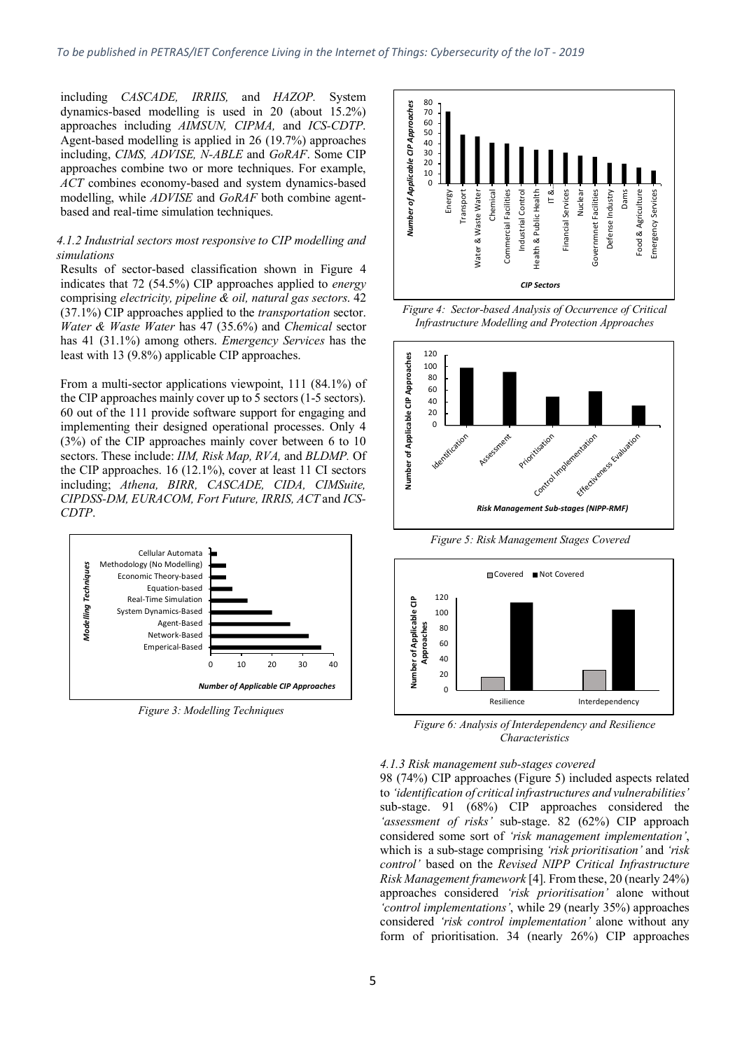including *CASCADE, IRRIIS,* and *HAZOP.* System dynamics-based modelling is used in 20 (about 15.2%) approaches including *AIMSUN, CIPMA,* and *ICS-CDTP*. Agent-based modelling is applied in 26 (19.7%) approaches including, *CIMS, ADVISE, N-ABLE* and *GoRAF*. Some CIP approaches combine two or more techniques. For example, *ACT* combines economy-based and system dynamics-based modelling, while *ADVISE* and *GoRAF* both combine agent-based and real-time simulation techniques.

*4.1.2 Industrial sectors most responsive to CIP modelling and simulations*

Results of sector-based classification shown in Figure 4 indicates that 72 (54.5%) CIP approaches applied to *energy* comprising *electricity, pipeline & oil, natural gas sectors*. 42 (37.1%) CIP approaches applied to the *transportation* sector. *Water & Waste Water* has 47 (35.6%) and *Chemical* sector has 41 (31.1%) among others. *Emergency Services* has the least with 13 (9.8%) applicable CIP approaches.

From a multi-sector applications viewpoint, 111 (84.1%) of the CIP approaches mainly cover up to 5 sectors (1-5 sectors). 60 out of the 111 provide software support for engaging and implementing their designed operational processes. Only 4 (3%) of the CIP approaches mainly cover between 6 to 10 sectors. These include: *IIM, Risk Map, RVA,* and *BLDMP.* Of the CIP approaches. 16 (12.1%), cover at least 11 CI sectors including; *Athena, BIRR, CASCADE, CIDA, CIMSuite, CIPDSS-DM, EURACOM, Fort Future, IRRIS, ACT* and *ICS-CDTP*.

Figure 3: Modelling Techniques

Figure 4: Sector-based Analysis of Occurrence of Critical Infrastructure Modelling and Protection Approaches

Figure 5: Risk Management Stages Covered

Figure 6: Analysis of Interdependency and Resilience Characteristics

*4.1.3 Risk management sub-stages covered*

98 (74%) CIP approaches (Figure 5) included aspects related to *'identification of critical infrastructures and vulnerabilities'* sub-stage. 91 (68%) CIP approaches considered the *'assessment of risks'* sub-stage. 82 (62%) CIP approach considered some sort of *'risk management implementation'*, which is a sub-stage comprising *'risk prioritisation'* and *'risk control'* based on the *Revised NIPP Critical Infrastructure Risk Management framework* [4]. From these, 20 (nearly 24%) approaches considered *'risk prioritisation'* alone without *'control implementations'*, while 29 (nearly 35%) approaches considered *'risk control implementation'* alone without any form of prioritisation. 34 (nearly 26%) CIP approaches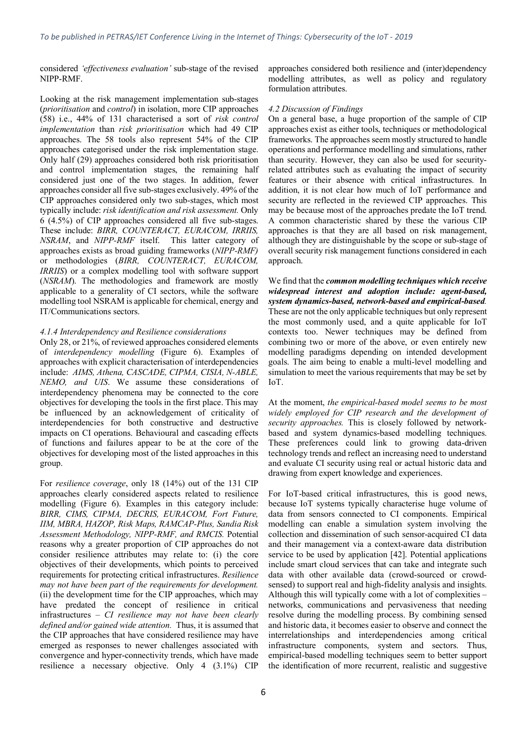considered *'effectiveness evaluation'* sub-stage of the revised NIPP-RMF.

Looking at the risk management implementation sub-stages (*prioritisation* and *control*) in isolation, more CIP approaches (58) i.e., 44% of 131 characterised a sort of *risk control implementation* than *risk prioritisation* which had 49 CIP approaches. The 58 tools also represent 54% of the CIP approaches categorised under the risk implementation stage. Only half (29) approaches considered both risk prioritisation and control implementation stages, the remaining half considered just one of the two stages. In addition, fewer approaches consider all five sub-stages exclusively. 49% of the CIP approaches considered only two sub-stages, which most typically include: *risk identification and risk assessment.* Only 6 (4.5%) of CIP approaches considered all five sub-stages. These include: *BIRR, COUNTERACT, EURACOM, IRRIIS, NSRAM*, and *NIPP-RMF* itself. This latter category of approaches exists as broad guiding frameworks (*NIPP-RMF)* or methodologies (*BIRR, COUNTERACT, EURACOM, IRRIIS*) or a complex modelling tool with software support (*NSRAM*). The methodologies and framework are mostly applicable to a generality of CI sectors, while the software modelling tool NSRAM is applicable for chemical, energy and IT/Communications sectors.

#### *4.1.4 Interdependency and Resilience considerations*

Only 28, or 21%, of reviewed approaches considered elements of *interdependency modelling* (Figure 6). Examples of approaches with explicit characterisation of interdependencies include: *AIMS, Athena, CASCADE, CIPMA, CISIA, N-ABLE, NEMO, and UIS*. We assume these considerations of interdependency phenomena may be connected to the core objectives for developing the tools in the first place. This may be influenced by an acknowledgement of criticality of interdependencies for both constructive and destructive impacts on CI operations. Behavioural and cascading effects of functions and failures appear to be at the core of the objectives for developing most of the listed approaches in this group.

For *resilience coverage*, only 18 (14%) out of the 131 CIP approaches clearly considered aspects related to resilience modelling (Figure 6). Examples in this category include: *BIRR, CIMS, CIPMA, DECRIS, EURACOM, Fort Future, IIM, MBRA, HAZOP, Risk Maps, RAMCAP-Plus, Sandia Risk Assessment Methodology, NIPP-RMF, and RMCIS.* Potential reasons why a greater proportion of CIP approaches do not consider resilience attributes may relate to: (i) the core objectives of their developments, which points to perceived requirements for protecting critical infrastructures. *Resilience may not have been part of the requirements for development.* (ii) the development time for the CIP approaches, which may have predated the concept of resilience in critical infrastructures – *CI resilience may not have been clearly defined and/or gained wide attention.* Thus, it is assumed that the CIP approaches that have considered resilience may have emerged as responses to newer challenges associated with convergence and hyper-connectivity trends, which have made resilience a necessary objective. Only 4 (3.1%) CIP approaches considered both resilience and (inter)dependency modelling attributes, as well as policy and regulatory formulation attributes.

### *4.2 Discussion of Findings*

On a general base, a huge proportion of the sample of CIP approaches exist as either tools, techniques or methodological frameworks. The approaches seem mostly structured to handle operations and performance modelling and simulations, rather than security. However, they can also be used for security-related attributes such as evaluating the impact of security features or their absence with critical infrastructures. In addition, it is not clear how much of IoT performance and security are reflected in the reviewed CIP approaches. This may be because most of the approaches predate the IoT trend. A common characteristic shared by these the various CIP approaches is that they are all based on risk management, although they are distinguishable by the scope or sub-stage of overall security risk management functions considered in each approach.

We find that the ***common modelling techniques which receive widespread interest and adoption include: agent-based, system dynamics-based, network-based and empirical-based****.* These are not the only applicable techniques but only represent the most commonly used, and a quite applicable for IoT contexts too. Newer techniques may be defined from combining two or more of the above, or even entirely new modelling paradigms depending on intended development goals. The aim being to enable a multi-level modelling and simulation to meet the various requirements that may be set by IoT.

At the moment, *the empirical-based model seems to be most widely employed for CIP research and the development of security approaches.* This is closely followed by network-based and system dynamics-based modelling techniques. These preferences could link to growing data-driven technology trends and reflect an increasing need to understand and evaluate CI security using real or actual historic data and drawing from expert knowledge and experiences.

For IoT-based critical infrastructures, this is good news, because IoT systems typically characterise huge volume of data from sensors connected to CI components. Empirical modelling can enable a simulation system involving the collection and dissemination of such sensor-acquired CI data and their management via a context-aware data distribution service to be used by application [42]. Potential applications include smart cloud services that can take and integrate such data with other available data (crowd-sourced or crowd-sensed) to support real and high-fidelity analysis and insights. Although this will typically come with a lot of complexities – networks, communications and pervasiveness that needing resolve during the modelling process. By combining sensed and historic data, it becomes easier to observe and connect the interrelationships and interdependencies among critical infrastructure components, system and sectors. Thus, empirical-based modelling techniques seem to better support the identification of more recurrent, realistic and suggestive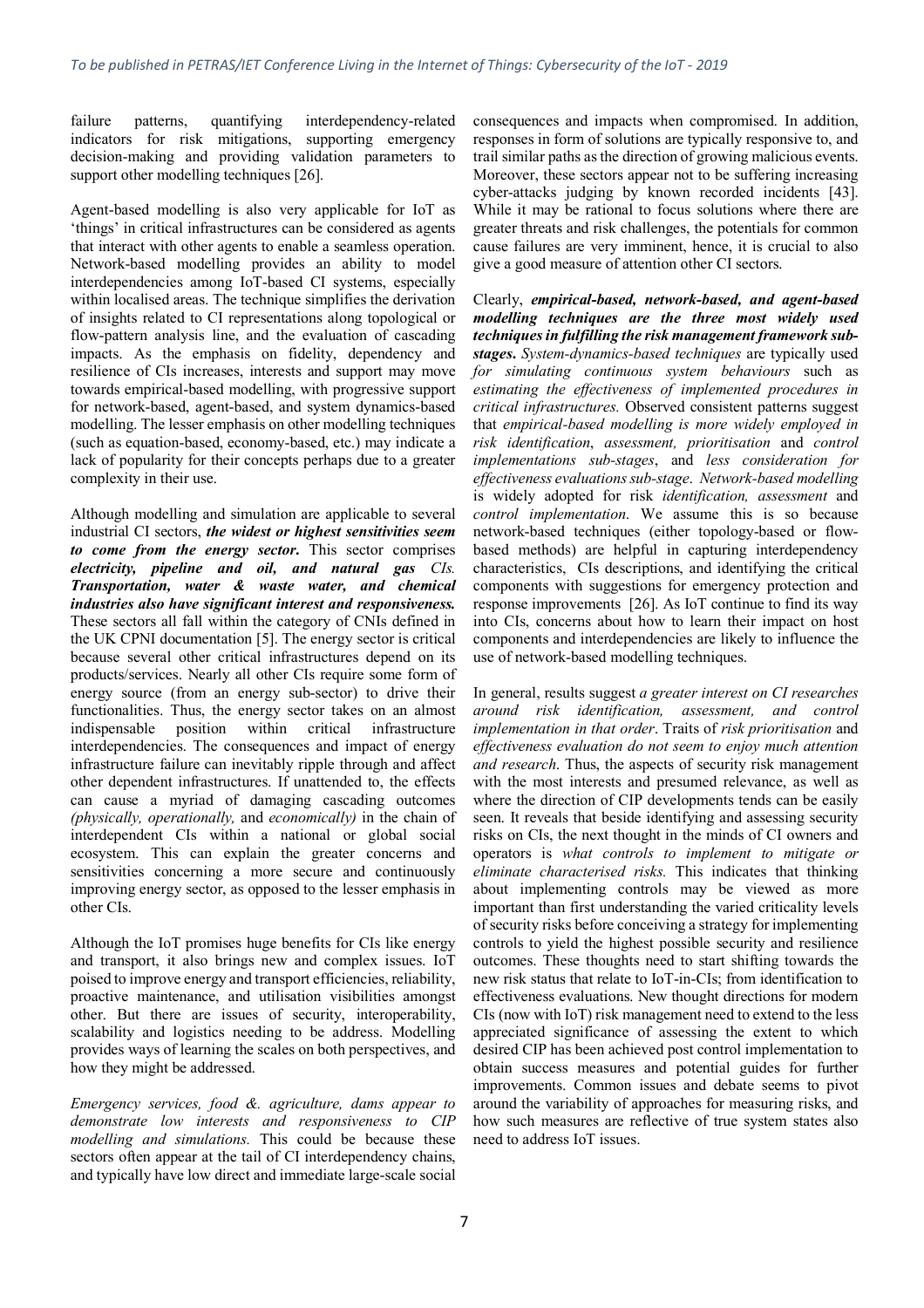failure patterns, quantifying interdependency-related indicators for risk mitigations, supporting emergency decision-making and providing validation parameters to support other modelling techniques [26].

Agent-based modelling is also very applicable for IoT as 'things' in critical infrastructures can be considered as agents that interact with other agents to enable a seamless operation. Network-based modelling provides an ability to model interdependencies among IoT-based CI systems, especially within localised areas. The technique simplifies the derivation of insights related to CI representations along topological or flow-pattern analysis line, and the evaluation of cascading impacts. As the emphasis on fidelity, dependency and resilience of CIs increases, interests and support may move towards empirical-based modelling, with progressive support for network-based, agent-based, and system dynamics-based modelling. The lesser emphasis on other modelling techniques (such as equation-based, economy-based, etc.) may indicate a lack of popularity for their concepts perhaps due to a greater complexity in their use.

Although modelling and simulation are applicable to several industrial CI sectors, ***the widest or highest sensitivities seem to come from the energy sector***. This sector comprises ***electricity, pipeline and oil, and natural gas*** *CIs.* ***Transportation, water & waste water, and chemical industries also have significant interest and responsiveness.*** These sectors all fall within the category of CNIs defined in the UK CPNI documentation [5]. The energy sector is critical because several other critical infrastructures depend on its products/services. Nearly all other CIs require some form of energy source (from an energy sub-sector) to drive their functionalities. Thus, the energy sector takes on an almost indispensable position within critical infrastructure interdependencies. The consequences and impact of energy infrastructure failure can inevitably ripple through and affect other dependent infrastructures. If unattended to, the effects can cause a myriad of damaging cascading outcomes *(physically, operationally,* and *economically)* in the chain of interdependent CIs within a national or global social ecosystem. This can explain the greater concerns and sensitivities concerning a more secure and continuously improving energy sector, as opposed to the lesser emphasis in other CIs.

Although the IoT promises huge benefits for CIs like energy and transport, it also brings new and complex issues. IoT poised to improve energy and transport efficiencies, reliability, proactive maintenance, and utilisation visibilities amongst other. But there are issues of security, interoperability, scalability and logistics needing to be address. Modelling provides ways of learning the scales on both perspectives, and how they might be addressed.

*Emergency services, food &. agriculture, dams appear to demonstrate low interests and responsiveness to CIP modelling and simulations.* This could be because these sectors often appear at the tail of CI interdependency chains, and typically have low direct and immediate large-scale social consequences and impacts when compromised. In addition, responses in form of solutions are typically responsive to, and trail similar paths as the direction of growing malicious events. Moreover, these sectors appear not to be suffering increasing cyber-attacks judging by known recorded incidents [43]. While it may be rational to focus solutions where there are greater threats and risk challenges, the potentials for common cause failures are very imminent, hence, it is crucial to also give a good measure of attention other CI sectors.

Clearly, ***empirical-based, network-based, and agent-based modelling techniques are the three most widely used techniques in fulfilling the risk management framework sub-stages***. *System-dynamics-based techniques* are typically used *for simulating continuous system behaviours* such as *estimating the effectiveness of implemented procedures in critical infrastructures.* Observed consistent patterns suggest that *empirical-based modelling is more widely employed in risk identification*, *assessment, prioritisation* and *control implementations sub-stages*, and *less consideration for effectiveness evaluations sub-stage*. *Network-based modelling* is widely adopted for risk *identification, assessment* and *control implementation*. We assume this is so because network-based techniques (either topology-based or flow-based methods) are helpful in capturing interdependency characteristics, CIs descriptions, and identifying the critical components with suggestions for emergency protection and response improvements [26]. As IoT continue to find its way into CIs, concerns about how to learn their impact on host components and interdependencies are likely to influence the use of network-based modelling techniques.

In general, results suggest *a greater interest on CI researches around risk identification, assessment, and control implementation in that order*. Traits of *risk prioritisation* and *effectiveness evaluation do not seem to enjoy much attention and research*. Thus, the aspects of security risk management with the most interests and presumed relevance, as well as where the direction of CIP developments tends can be easily seen. It reveals that beside identifying and assessing security risks on CIs, the next thought in the minds of CI owners and operators is *what controls to implement to mitigate or eliminate characterised risks.* This indicates that thinking about implementing controls may be viewed as more important than first understanding the varied criticality levels of security risks before conceiving a strategy for implementing controls to yield the highest possible security and resilience outcomes. These thoughts need to start shifting towards the new risk status that relate to IoT-in-CIs; from identification to effectiveness evaluations. New thought directions for modern CIs (now with IoT) risk management need to extend to the less appreciated significance of assessing the extent to which desired CIP has been achieved post control implementation to obtain success measures and potential guides for further improvements. Common issues and debate seems to pivot around the variability of approaches for measuring risks, and how such measures are reflective of true system states also need to address IoT issues.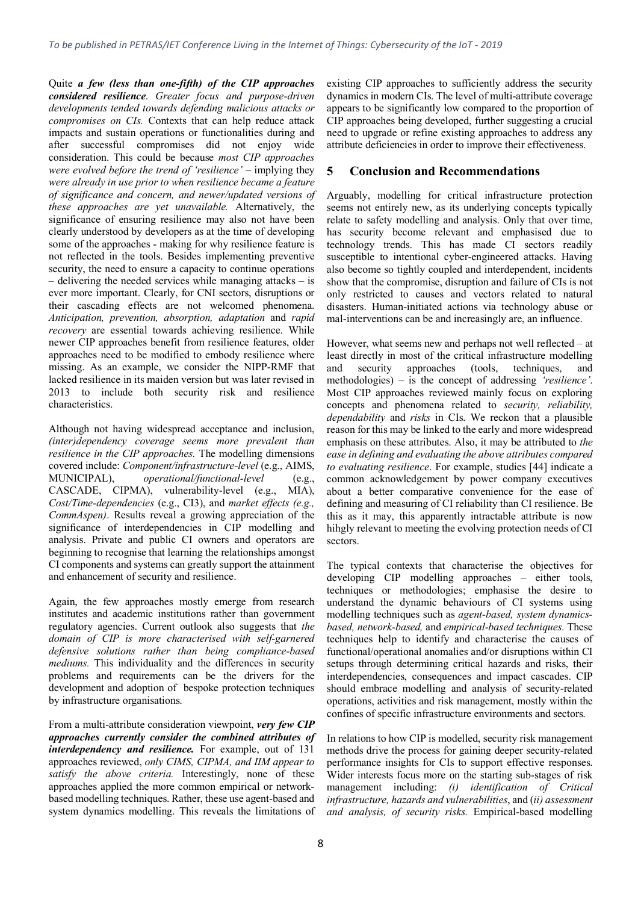Quite ***a few (less than one-fifth) of the CIP approaches considered resilience***. *Greater focus and purpose-driven developments tended towards defending malicious attacks or compromises on CIs.* Contexts that can help reduce attack impacts and sustain operations or functionalities during and after successful compromises did not enjoy wide consideration. This could be because *most CIP approaches were evolved before the trend of 'resilience'* – implying they *were already in use prior to when resilience became a feature of significance and concern, and newer/updated versions of these approaches are yet unavailable.* Alternatively, the significance of ensuring resilience may also not have been clearly understood by developers as at the time of developing some of the approaches - making for why resilience feature is not reflected in the tools. Besides implementing preventive security, the need to ensure a capacity to continue operations – delivering the needed services while managing attacks – is ever more important. Clearly, for CNI sectors, disruptions or their cascading effects are not welcomed phenomena. *Anticipation, prevention, absorption, adaptation* and *rapid recovery* are essential towards achieving resilience. While newer CIP approaches benefit from resilience features, older approaches need to be modified to embody resilience where missing. As an example, we consider the NIPP-RMF that lacked resilience in its maiden version but was later revised in 2013 to include both security risk and resilience characteristics.

Although not having widespread acceptance and inclusion, *(inter)dependency coverage seems more prevalent than resilience in the CIP approaches.* The modelling dimensions covered include: *Component/infrastructure-level* (e.g., AIMS, MUNICIPAL), *operational/functional-level* (e.g., CASCADE, CIPMA), vulnerability-level (e.g., MIA), *Cost/Time-dependencies* (e.g., CI3), and *market effects (e.g., CommAspen)*. Results reveal a growing appreciation of the significance of interdependencies in CIP modelling and analysis. Private and public CI owners and operators are beginning to recognise that learning the relationships amongst CI components and systems can greatly support the attainment and enhancement of security and resilience.

Again, the few approaches mostly emerge from research institutes and academic institutions rather than government regulatory agencies. Current outlook also suggests that *the domain of CIP is more characterised with self-garnered defensive solutions rather than being compliance-based mediums.* This individuality and the differences in security problems and requirements can be the drivers for the development and adoption of bespoke protection techniques by infrastructure organisations.

From a multi-attribute consideration viewpoint, ***very few CIP approaches currently consider the combined attributes of interdependency and resilience.*** For example, out of 131 approaches reviewed, *only CIMS, CIPMA, and IIM appear to satisfy the above criteria.* Interestingly, none of these approaches applied the more common empirical or network-based modelling techniques. Rather, these use agent-based and system dynamics modelling. This reveals the limitations of existing CIP approaches to sufficiently address the security dynamics in modern CIs. The level of multi-attribute coverage appears to be significantly low compared to the proportion of CIP approaches being developed, further suggesting a crucial need to upgrade or refine existing approaches to address any attribute deficiencies in order to improve their effectiveness.

## 5 Conclusion and Recommendations

Arguably, modelling for critical infrastructure protection seems not entirely new, as its underlying concepts typically relate to safety modelling and analysis. Only that over time, has security become relevant and emphasised due to technology trends. This has made CI sectors readily susceptible to intentional cyber-engineered attacks. Having also become so tightly coupled and interdependent, incidents show that the compromise, disruption and failure of CIs is not only restricted to causes and vectors related to natural disasters. Human-initiated actions via technology abuse or mal-interventions can be and increasingly are, an influence.

However, what seems new and perhaps not well reflected – at least directly in most of the critical infrastructure modelling and security approaches (tools, techniques, and methodologies) – is the concept of addressing *'resilience'*. Most CIP approaches reviewed mainly focus on exploring concepts and phenomena related to *security, reliability, dependability* and *risks* in CIs. We reckon that a plausible reason for this may be linked to the early and more widespread emphasis on these attributes. Also, it may be attributed to *the ease in defining and evaluating the above attributes compared to evaluating resilience*. For example, studies [44] indicate a common acknowledgement by power company executives about a better comparative convenience for the ease of defining and measuring of CI reliability than CI resilience. Be this as it may, this apparently intractable attribute is now hihgly relevant to meeting the evolving protection needs of CI sectors.

The typical contexts that characterise the objectives for developing CIP modelling approaches – either tools, techniques or methodologies; emphasise the desire to understand the dynamic behaviours of CI systems using modelling techniques such as *agent-based, system dynamics-based, network-based,* and *empirical-based techniques.* These techniques help to identify and characterise the causes of functional/operational anomalies and/or disruptions within CI setups through determining critical hazards and risks, their interdependencies, consequences and impact cascades. CIP should embrace modelling and analysis of security-related operations, activities and risk management, mostly within the confines of specific infrastructure environments and sectors.

In relations to how CIP is modelled, security risk management methods drive the process for gaining deeper security-related performance insights for CIs to support effective responses. Wider interests focus more on the starting sub-stages of risk management including: *(i) identification of Critical infrastructure, hazards and vulnerabilities*, and (*ii) assessment and analysis, of security risks.* Empirical-based modelling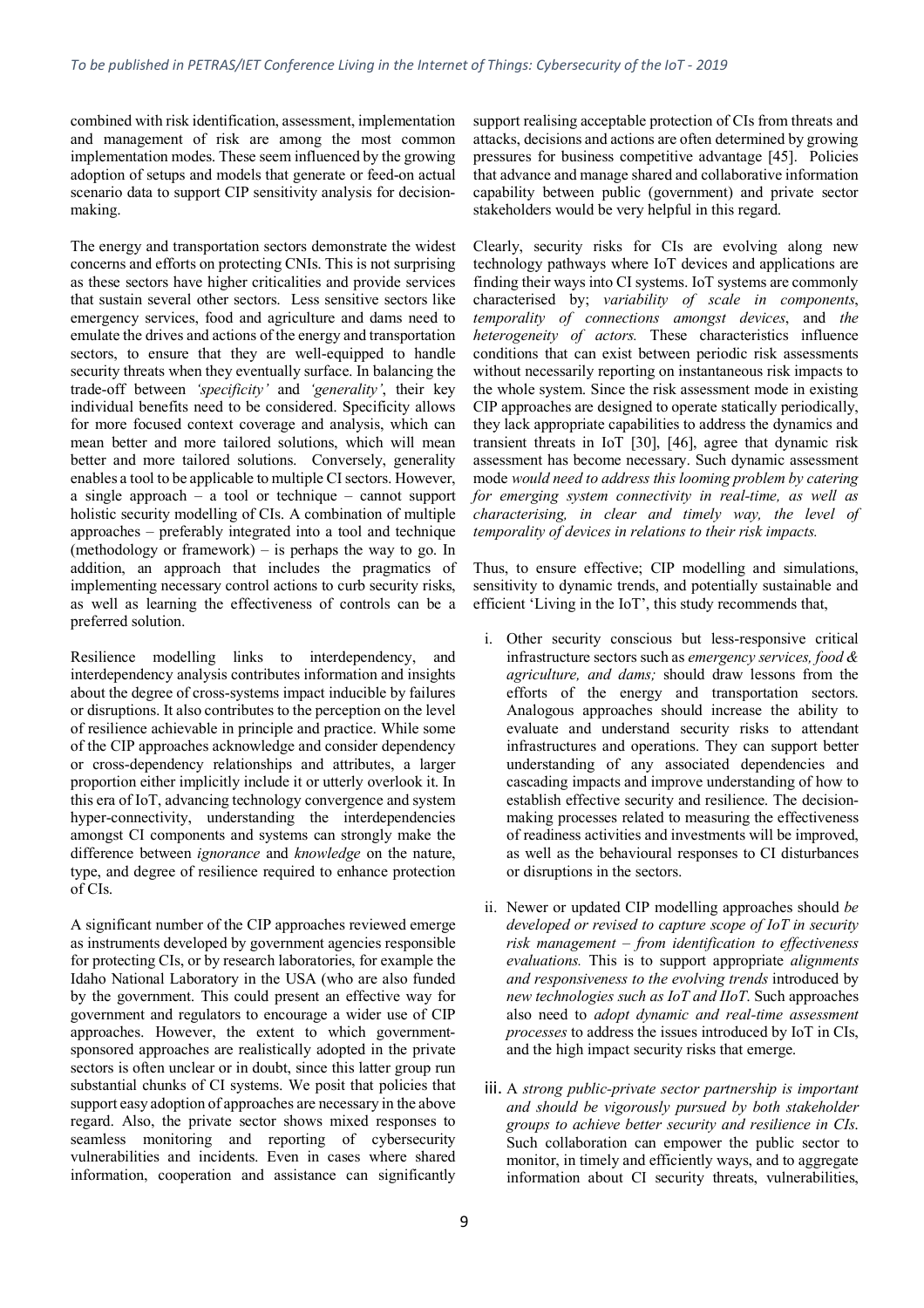combined with risk identification, assessment, implementation and management of risk are among the most common implementation modes. These seem influenced by the growing adoption of setups and models that generate or feed-on actual scenario data to support CIP sensitivity analysis for decision-making.

The energy and transportation sectors demonstrate the widest concerns and efforts on protecting CNIs. This is not surprising as these sectors have higher criticalities and provide services that sustain several other sectors. Less sensitive sectors like emergency services, food and agriculture and dams need to emulate the drives and actions of the energy and transportation sectors, to ensure that they are well-equipped to handle security threats when they eventually surface. In balancing the trade-off between *'specificity'* and *'generality'*, their key individual benefits need to be considered. Specificity allows for more focused context coverage and analysis, which can mean better and more tailored solutions, which will mean better and more tailored solutions. Conversely, generality enables a tool to be applicable to multiple CI sectors. However, a single approach – a tool or technique – cannot support holistic security modelling of CIs. A combination of multiple approaches – preferably integrated into a tool and technique (methodology or framework) – is perhaps the way to go. In addition, an approach that includes the pragmatics of implementing necessary control actions to curb security risks, as well as learning the effectiveness of controls can be a preferred solution.

Resilience modelling links to interdependency, and interdependency analysis contributes information and insights about the degree of cross-systems impact inducible by failures or disruptions. It also contributes to the perception on the level of resilience achievable in principle and practice. While some of the CIP approaches acknowledge and consider dependency or cross-dependency relationships and attributes, a larger proportion either implicitly include it or utterly overlook it. In this era of IoT, advancing technology convergence and system hyper-connectivity, understanding the interdependencies amongst CI components and systems can strongly make the difference between *ignorance* and *knowledge* on the nature, type, and degree of resilience required to enhance protection of CIs.

A significant number of the CIP approaches reviewed emerge as instruments developed by government agencies responsible for protecting CIs, or by research laboratories, for example the Idaho National Laboratory in the USA (who are also funded by the government. This could present an effective way for government and regulators to encourage a wider use of CIP approaches. However, the extent to which government-sponsored approaches are realistically adopted in the private sectors is often unclear or in doubt, since this latter group run substantial chunks of CI systems. We posit that policies that support easy adoption of approaches are necessary in the above regard. Also, the private sector shows mixed responses to seamless monitoring and reporting of cybersecurity vulnerabilities and incidents. Even in cases where shared information, cooperation and assistance can significantly support realising acceptable protection of CIs from threats and attacks, decisions and actions are often determined by growing pressures for business competitive advantage [45]. Policies that advance and manage shared and collaborative information capability between public (government) and private sector stakeholders would be very helpful in this regard.

Clearly, security risks for CIs are evolving along new technology pathways where IoT devices and applications are finding their ways into CI systems. IoT systems are commonly characterised by; *variability of scale in components*, *temporality of connections amongst devices*, and *the heterogeneity of actors.* These characteristics influence conditions that can exist between periodic risk assessments without necessarily reporting on instantaneous risk impacts to the whole system. Since the risk assessment mode in existing CIP approaches are designed to operate statically periodically, they lack appropriate capabilities to address the dynamics and transient threats in IoT [30], [46], agree that dynamic risk assessment has become necessary. Such dynamic assessment mode *would need to address this looming problem by catering for emerging system connectivity in real-time, as well as characterising, in clear and timely way, the level of temporality of devices in relations to their risk impacts.*

Thus, to ensure effective; CIP modelling and simulations, sensitivity to dynamic trends, and potentially sustainable and efficient 'Living in the IoT', this study recommends that,

i. Other security conscious but less-responsive critical infrastructure sectors such as *emergency services, food & agriculture, and dams;* should draw lessons from the efforts of the energy and transportation sectors. Analogous approaches should increase the ability to evaluate and understand security risks to attendant infrastructures and operations. They can support better understanding of any associated dependencies and cascading impacts and improve understanding of how to establish effective security and resilience. The decision-making processes related to measuring the effectiveness of readiness activities and investments will be improved, as well as the behavioural responses to CI disturbances or disruptions in the sectors.

ii. Newer or updated CIP modelling approaches should *be developed or revised to capture scope of IoT in security risk management – from identification to effectiveness evaluations.* This is to support appropriate *alignments and responsiveness to the evolving trends* introduced by *new technologies such as IoT and IIoT*. Such approaches also need to *adopt dynamic and real-time assessment processes* to address the issues introduced by IoT in CIs, and the high impact security risks that emerge.

iii. A *strong public-private sector partnership is important and should be vigorously pursued by both stakeholder groups to achieve better security and resilience in CIs*. Such collaboration can empower the public sector to monitor, in timely and efficiently ways, and to aggregate information about CI security threats, vulnerabilities,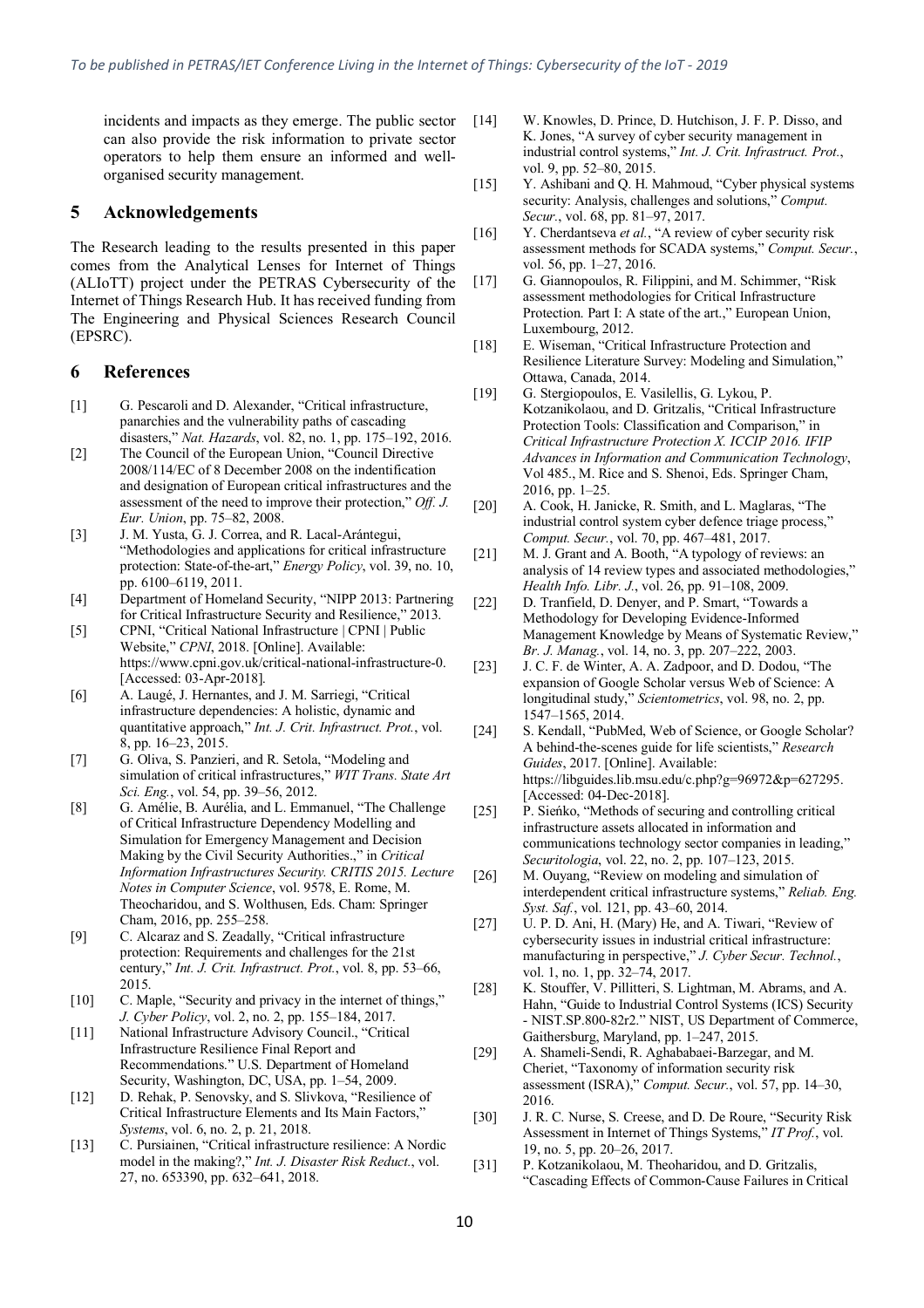incidents and impacts as they emerge. The public sector can also provide the risk information to private sector operators to help them ensure an informed and well-organised security management.

## 5 Acknowledgements

The Research leading to the results presented in this paper comes from the Analytical Lenses for Internet of Things (ALIoTT) project under the PETRAS Cybersecurity of the Internet of Things Research Hub. It has received funding from The Engineering and Physical Sciences Research Council (EPSRC).

## 6 References

[1] G. Pescaroli and D. Alexander, "Critical infrastructure, panarchies and the vulnerability paths of cascading disasters," *Nat. Hazards*, vol. 82, no. 1, pp. 175–192, 2016.

[2] The Council of the European Union, "Council Directive 2008/114/EC of 8 December 2008 on the indentification and designation of European critical infrastructures and the assessment of the need to improve their protection," *Off. J. Eur. Union*, pp. 75–82, 2008.

[3] J. M. Yusta, G. J. Correa, and R. Lacal-Arántegui, "Methodologies and applications for critical infrastructure protection: State-of-the-art," *Energy Policy*, vol. 39, no. 10, pp. 6100–6119, 2011.

[4] Department of Homeland Security, "NIPP 2013: Partnering for Critical Infrastructure Security and Resilience," 2013.

[5] CPNI, "Critical National Infrastructure | CPNI | Public Website," *CPNI*, 2018. [Online]. Available: https://www.cpni.gov.uk/critical-national-infrastructure-0. [Accessed: 03-Apr-2018].

[6] A. Laugé, J. Hernantes, and J. M. Sarriegi, "Critical infrastructure dependencies: A holistic, dynamic and quantitative approach," *Int. J. Crit. Infrastruct. Prot.*, vol. 8, pp. 16–23, 2015.

[7] G. Oliva, S. Panzieri, and R. Setola, "Modeling and simulation of critical infrastructures," *WIT Trans. State Art Sci. Eng.*, vol. 54, pp. 39–56, 2012.

[8] G. Amélie, B. Aurélia, and L. Emmanuel, "The Challenge of Critical Infrastructure Dependency Modelling and Simulation for Emergency Management and Decision Making by the Civil Security Authorities.," in *Critical Information Infrastructures Security. CRITIS 2015. Lecture Notes in Computer Science*, vol. 9578, E. Rome, M. Theocharidou, and S. Wolthusen, Eds. Cham: Springer Cham, 2016, pp. 255–258.

[9] C. Alcaraz and S. Zeadally, "Critical infrastructure protection: Requirements and challenges for the 21st century," *Int. J. Crit. Infrastruct. Prot.*, vol. 8, pp. 53–66, 2015.

[10] C. Maple, "Security and privacy in the internet of things," *J. Cyber Policy*, vol. 2, no. 2, pp. 155–184, 2017.

[11] National Infrastructure Advisory Council., "Critical Infrastructure Resilience Final Report and Recommendations." U.S. Department of Homeland Security, Washington, DC, USA, pp. 1–54, 2009.

[12] D. Rehak, P. Senovsky, and S. Slivkova, "Resilience of Critical Infrastructure Elements and Its Main Factors," *Systems*, vol. 6, no. 2, p. 21, 2018.

[13] C. Pursiainen, "Critical infrastructure resilience: A Nordic model in the making?," *Int. J. Disaster Risk Reduct.*, vol. 27, no. 653390, pp. 632–641, 2018.

[14] W. Knowles, D. Prince, D. Hutchison, J. F. P. Disso, and K. Jones, "A survey of cyber security management in industrial control systems," *Int. J. Crit. Infrastruct. Prot.*, vol. 9, pp. 52–80, 2015.

[15] Y. Ashibani and Q. H. Mahmoud, "Cyber physical systems security: Analysis, challenges and solutions," *Comput. Secur.*, vol. 68, pp. 81–97, 2017.

[16] Y. Cherdantseva *et al.*, "A review of cyber security risk assessment methods for SCADA systems," *Comput. Secur.*, vol. 56, pp. 1–27, 2016.

[17] G. Giannopoulos, R. Filippini, and M. Schimmer, "Risk assessment methodologies for Critical Infrastructure Protection. Part I: A state of the art.," European Union, Luxembourg, 2012.

[18] E. Wiseman, "Critical Infrastructure Protection and Resilience Literature Survey: Modeling and Simulation," Ottawa, Canada, 2014.

[19] G. Stergiopoulos, E. Vasilellis, G. Lykou, P. Kotzanikolaou, and D. Gritzalis, "Critical Infrastructure Protection Tools: Classification and Comparison," in *Critical Infrastructure Protection X. ICCIP 2016. IFIP Advances in Information and Communication Technology*, Vol 485., M. Rice and S. Shenoi, Eds. Springer Cham, 2016, pp. 1–25.

[20] A. Cook, H. Janicke, R. Smith, and L. Maglaras, "The industrial control system cyber defence triage process," *Comput. Secur.*, vol. 70, pp. 467–481, 2017.

[21] M. J. Grant and A. Booth, "A typology of reviews: an analysis of 14 review types and associated methodologies," *Health Info. Libr. J.*, vol. 26, pp. 91–108, 2009.

[22] D. Tranfield, D. Denyer, and P. Smart, "Towards a Methodology for Developing Evidence-Informed Management Knowledge by Means of Systematic Review," *Br. J. Manag.*, vol. 14, no. 3, pp. 207–222, 2003.

[23] J. C. F. de Winter, A. A. Zadpoor, and D. Dodou, "The expansion of Google Scholar versus Web of Science: A longitudinal study," *Scientometrics*, vol. 98, no. 2, pp. 1547–1565, 2014.

[24] S. Kendall, "PubMed, Web of Science, or Google Scholar? A behind-the-scenes guide for life scientists," *Research Guides*, 2017. [Online]. Available: https://libguides.lib.msu.edu/c.php?g=96972&p=627295. [Accessed: 04-Dec-2018].

[25] P. Sieńko, "Methods of securing and controlling critical infrastructure assets allocated in information and communications technology sector companies in leading," *Securitologia*, vol. 22, no. 2, pp. 107–123, 2015.

[26] M. Ouyang, "Review on modeling and simulation of interdependent critical infrastructure systems," *Reliab. Eng. Syst. Saf.*, vol. 121, pp. 43–60, 2014.

[27] U. P. D. Ani, H. (Mary) He, and A. Tiwari, "Review of cybersecurity issues in industrial critical infrastructure: manufacturing in perspective," *J. Cyber Secur. Technol.*, vol. 1, no. 1, pp. 32–74, 2017.

[28] K. Stouffer, V. Pillitteri, S. Lightman, M. Abrams, and A. Hahn, "Guide to Industrial Control Systems (ICS) Security - NIST.SP.800-82r2." NIST, US Department of Commerce, Gaithersburg, Maryland, pp. 1–247, 2015.

[29] A. Shameli-Sendi, R. Aghababaei-Barzegar, and M. Cheriet, "Taxonomy of information security risk assessment (ISRA)," *Comput. Secur.*, vol. 57, pp. 14–30, 2016.

[30] J. R. C. Nurse, S. Creese, and D. De Roure, "Security Risk Assessment in Internet of Things Systems," *IT Prof.*, vol. 19, no. 5, pp. 20–26, 2017.

[31] P. Kotzanikolaou, M. Theoharidou, and D. Gritzalis, "Cascading Effects of Common-Cause Failures in Critical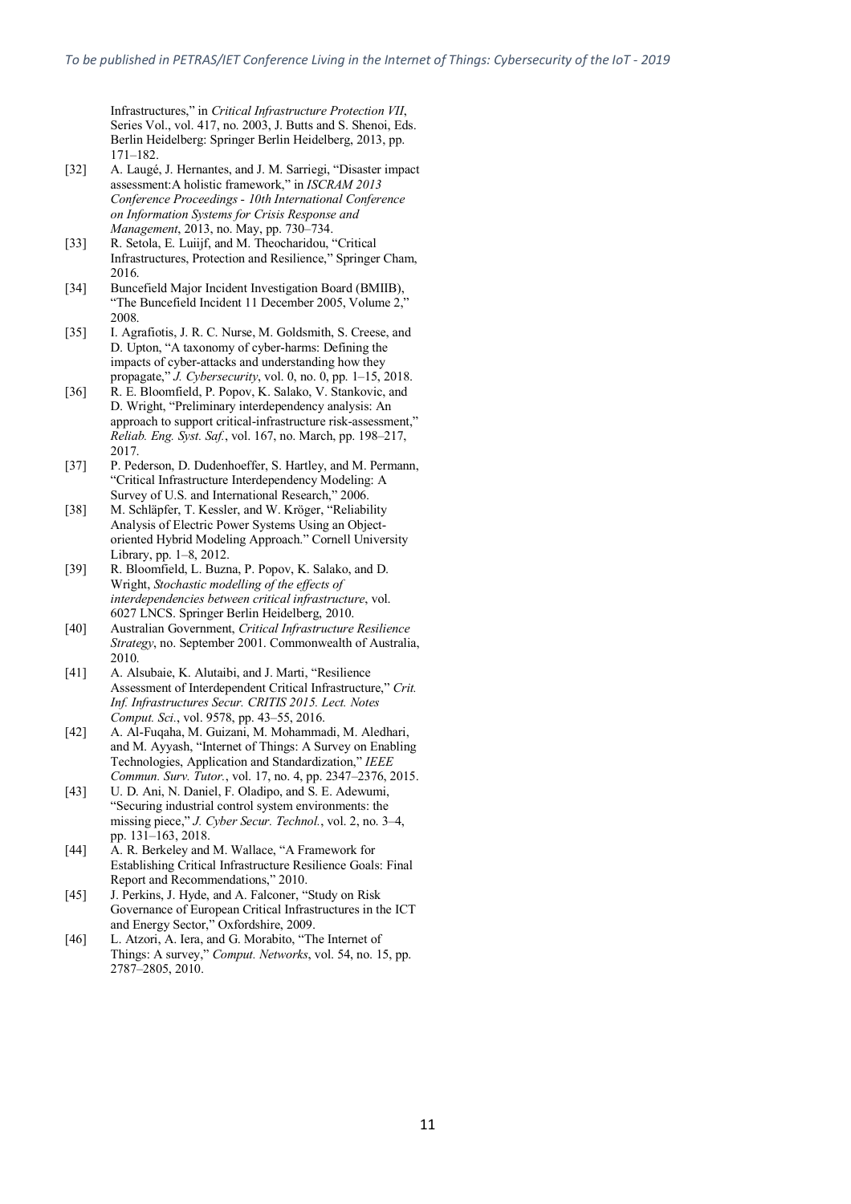Infrastructures," in *Critical Infrastructure Protection VII*, Series Vol., vol. 417, no. 2003, J. Butts and S. Shenoi, Eds. Berlin Heidelberg: Springer Berlin Heidelberg, 2013, pp. 171–182.

[32] A. Laugé, J. Hernantes, and J. M. Sarriegi, "Disaster impact assessment:A holistic framework," in *ISCRAM 2013 Conference Proceedings - 10th International Conference on Information Systems for Crisis Response and Management*, 2013, no. May, pp. 730–734.

[33] R. Setola, E. Luiijf, and M. Theocharidou, "Critical Infrastructures, Protection and Resilience," Springer Cham, 2016.

[34] Buncefield Major Incident Investigation Board (BMIIB), "The Buncefield Incident 11 December 2005, Volume 2," 2008.

[35] I. Agrafiotis, J. R. C. Nurse, M. Goldsmith, S. Creese, and D. Upton, "A taxonomy of cyber-harms: Defining the impacts of cyber-attacks and understanding how they propagate," *J. Cybersecurity*, vol. 0, no. 0, pp. 1–15, 2018.

[36] R. E. Bloomfield, P. Popov, K. Salako, V. Stankovic, and D. Wright, "Preliminary interdependency analysis: An approach to support critical-infrastructure risk-assessment," *Reliab. Eng. Syst. Saf.*, vol. 167, no. March, pp. 198–217, 2017.

[37] P. Pederson, D. Dudenhoeffer, S. Hartley, and M. Permann, "Critical Infrastructure Interdependency Modeling: A Survey of U.S. and International Research," 2006.

[38] M. Schläpfer, T. Kessler, and W. Kröger, "Reliability Analysis of Electric Power Systems Using an Object-oriented Hybrid Modeling Approach." Cornell University Library, pp. 1–8, 2012.

[39] R. Bloomfield, L. Buzna, P. Popov, K. Salako, and D. Wright, *Stochastic modelling of the effects of interdependencies between critical infrastructure*, vol. 6027 LNCS. Springer Berlin Heidelberg, 2010.

[40] Australian Government, *Critical Infrastructure Resilience Strategy*, no. September 2001. Commonwealth of Australia, 2010.

[41] A. Alsubaie, K. Alutaibi, and J. Marti, "Resilience Assessment of Interdependent Critical Infrastructure," *Crit. Inf. Infrastructures Secur. CRITIS 2015. Lect. Notes Comput. Sci.*, vol. 9578, pp. 43–55, 2016.

[42] A. Al-Fuqaha, M. Guizani, M. Mohammadi, M. Aledhari, and M. Ayyash, "Internet of Things: A Survey on Enabling Technologies, Application and Standardization," *IEEE Commun. Surv. Tutor.*, vol. 17, no. 4, pp. 2347–2376, 2015.

[43] U. D. Ani, N. Daniel, F. Oladipo, and S. E. Adewumi, "Securing industrial control system environments: the missing piece," *J. Cyber Secur. Technol.*, vol. 2, no. 3–4, pp. 131–163, 2018.

[44] A. R. Berkeley and M. Wallace, "A Framework for Establishing Critical Infrastructure Resilience Goals: Final Report and Recommendations," 2010.

[45] J. Perkins, J. Hyde, and A. Falconer, "Study on Risk Governance of European Critical Infrastructures in the ICT and Energy Sector," Oxfordshire, 2009.

[46] L. Atzori, A. Iera, and G. Morabito, "The Internet of Things: A survey," *Comput. Networks*, vol. 54, no. 15, pp. 2787–2805, 2010.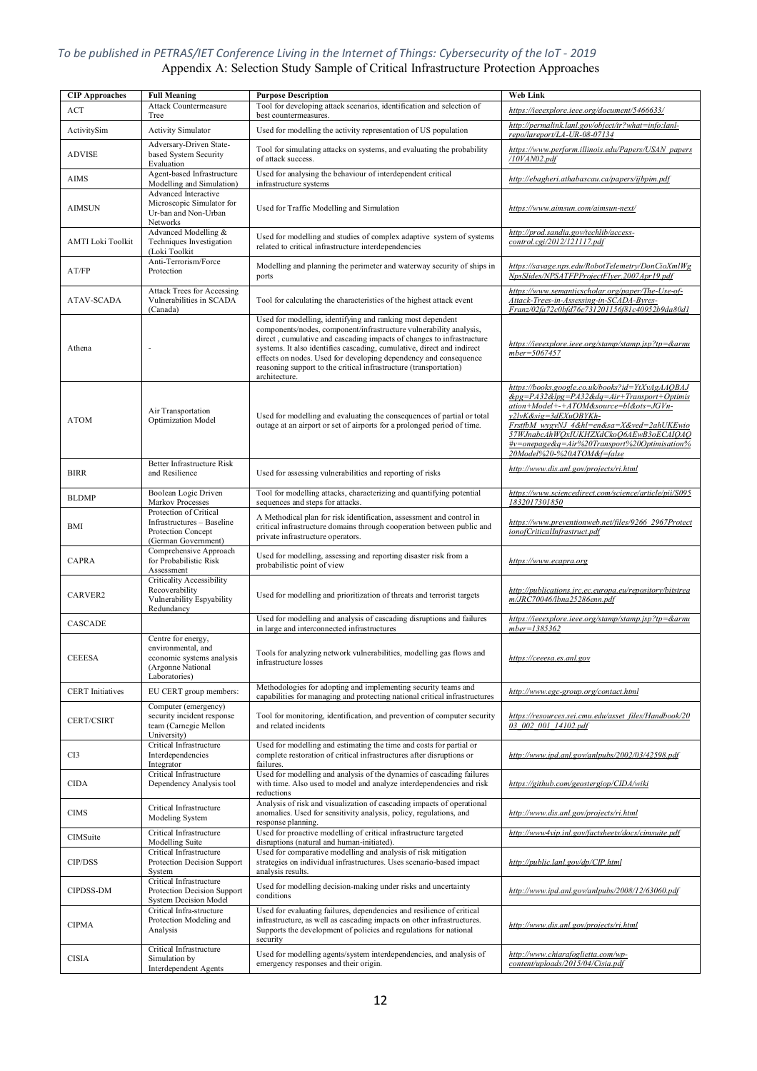*To be published in PETRAS/IET Conference Living in the Internet of Things: Cybersecurity of the IoT - 2019*

Appendix A: Selection Study Sample of Critical Infrastructure Protection Approaches

| CIP Approaches | Full Meaning | Purpose Description | Web Link |
|---|---|---|---|
| ACT | Attack Countermeasure Tree | Tool for developing attack scenarios, identification and selection of best countermeasures. | *https://ieeexplore.ieee.org/document/5466633/* |
| ActivitySim | Activity Simulator | Used for modelling the activity representation of US population | *http://permalink.lanl.gov/object/tr?what=info:lanl-repo/lareport/LA-UR-08-07134* |
| ADVISE | Adversary-Driven State-based System Security Evaluation | Tool for simulating attacks on systems, and evaluating the probability of attack success. | *https://www.perform.illinois.edu/Papers/USAN_papers/10VAN02.pdf* |
| AIMS | Agent-based Infrastructure Modelling and Simulation) | Used for analysing the behaviour of interdependent critical infrastructure systems | *http://ebagheri.athabascau.ca/papers/ijbpim.pdf* |
| AIMSUN | Advanced Interactive Microscopic Simulator for Ur-ban and Non-Urban Networks | Used for Traffic Modelling and Simulation | *https://www.aimsun.com/aimsun-next/* |
| AMTI Loki Toolkit | Advanced Modelling & Techniques Investigation (Loki Toolkit | Used for modelling and studies of complex adaptive system of systems related to critical infrastructure interdependencies | *http://prod.sandia.gov/techlib/access-control.cgi/2012/121117.pdf* |
| AT/FP | Anti-Terrorism/Force Protection | Modelling and planning the perimeter and waterway security of ships in ports | *https://savage.nps.edu/RobotTelemetry/DonCioXmlWgNpsSlides/NPSATFPProjectFlyer.2007Apr19.pdf* |
| ATAV-SCADA | Attack Trees for Accessing Vulnerabilities in SCADA (Canada) | Tool for calculating the characteristics of the highest attack event | *https://www.semanticscholar.org/paper/The-Use-of-Attack-Trees-in-Assessing-in-SCADA-Byres-Franz/02fa72c0bfd76c731201156f81c40952b9da80d1* |
| Athena | - | Used for modelling, identifying and ranking most dependent components/nodes, component/infrastructure vulnerability analysis, direct , cumulative and cascading impacts of changes to infrastructure systems. It also identifies cascading, cumulative, direct and indirect effects on nodes. Used for developing dependency and consequence reasoning support to the critical infrastructure (transportation) architecture. | *https://ieeexplore.ieee.org/stamp/stamp.jsp?tp=&arnumber=5067457* |
| ATOM | Air Transportation Optimization Model | Used for modelling and evaluating the consequences of partial or total outage at an airport or set of airports for a prolonged period of time. | *https://books.google.co.uk/books?id=YtXvAgAAQBAJ&pg=PA32&lpg=PA32&dq=Air+Transport+Optimisation+Model+-+ATOM&source=bl&ots=JGVn-y2lvK&sig=3dEXuQBYKh-FrstfbM_wygvNJ_4&hl=en&sa=X&ved=2ahUKEwio57WJnabcAhWQxIUKHZXdCkoQ6AEwB3oECAIQAQ#v=onepage&q=Air%20Transport%20Optimisation%20Model%20-%20ATOM&f=false* |
| BIRR | Better Infrastructure Risk and Resilience | Used for assessing vulnerabilities and reporting of risks | *http://www.dis.anl.gov/projects/ri.html* |
| BLDMP | Boolean Logic Driven Markov Processes | Tool for modelling attacks, characterizing and quantifying potential sequences and steps for attacks. | *https://www.sciencedirect.com/science/article/pii/S0951832017301850* |
| BMI | Protection of Critical Infrastructures – Baseline Protection Concept (German Government) | A Methodical plan for risk identification, assessment and control in critical infrastructure domains through cooperation between public and private infrastructure operators. | *https://www.preventionweb.net/files/9266_2967ProtectionofCriticalInfrastruct.pdf* |
| CAPRA | Comprehensive Approach for Probabilistic Risk Assessment | Used for modelling, assessing and reporting disaster risk from a probabilistic point of view | *https://www.ecapra.org* |
| CARVER2 | Criticality Accessibility Recoverability Vulnerability Espyability Redundancy | Used for modelling and prioritization of threats and terrorist targets | *http://publications.jrc.ec.europa.eu/repository/bitstream/JRC70046/lbna25286enn.pdf* |
| CASCADE | | Used for modelling and analysis of cascading disruptions and failures in large and interconnected infrastructures | *https://ieeexplore.ieee.org/stamp/stamp.jsp?tp=&arnumber=1385362* |
| CEEESA | Centre for energy, environmental, and economic systems analysis (Argonne National Laboratories) | Tools for analyzing network vulnerabilities, modelling gas flows and infrastructure losses | *https://ceeesa.es.anl.gov* |
| CERT Initiatives | EU CERT group members: | Methodologies for adopting and implementing security teams and capabilities for managing and protecting national critical infrastructures | *http://www.egc-group.org/contact.html* |
| CERT/CSIRT | Computer (emergency) security incident response team (Carnegie Mellon University) | Tool for monitoring, identification, and prevention of computer security and related incidents | *https://resources.sei.cmu.edu/asset_files/Handbook/2003_002_001_14102.pdf* |
| CI3 | Critical Infrastructure Interdependencies Integrator | Used for modelling and estimating the time and costs for partial or complete restoration of critical infrastructures after disruptions or failures. | *http://www.ipd.anl.gov/anlpubs/2002/03/42598.pdf* |
| CIDA | Critical Infrastructure Dependency Analysis tool | Used for modelling and analysis of the dynamics of cascading failures with time. Also used to model and analyze interdependencies and risk reductions | *https://github.com/geostergiop/CIDA/wiki* |
| CIMS | Critical Infrastructure Modeling System | Analysis of risk and visualization of cascading impacts of operational anomalies. Used for sensitivity analysis, policy, regulations, and response planning. | *http://www.dis.anl.gov/projects/ri.html* |
| CIMSuite | Critical Infrastructure Modelling Suite | Used for proactive modelling of critical infrastructure targeted disruptions (natural and human-initiated). | *http://www4vip.inl.gov/factsheets/docs/cimsuite.pdf* |
| CIP/DSS | Critical Infrastructure Protection Decision Support System | Used for comparative modelling and analysis of risk mitigation strategies on individual infrastructures. Uses scenario-based impact analysis results. | *http://public.lanl.gov/dp/CIP.html* |
| CIPDSS-DM | Critical Infrastructure Protection Decision Support System Decision Model | Used for modelling decision-making under risks and uncertainty conditions | *http://www.ipd.anl.gov/anlpubs/2008/12/63060.pdf* |
| CIPMA | Critical Infra-structure Protection Modeling and Analysis | Used for evaluating failures, dependencies and resilience of critical infrastructure, as well as cascading impacts on other infrastructures. Supports the development of policies and regulations for national security | *http://www.dis.anl.gov/projects/ri.html* |
| CISIA | Critical Infrastructure Simulation by Interdependent Agents | Used for modelling agents/system interdependencies, and analysis of emergency responses and their origin. | *http://www.chiarafoglietta.com/wp-content/uploads/2015/04/Cisia.pdf* |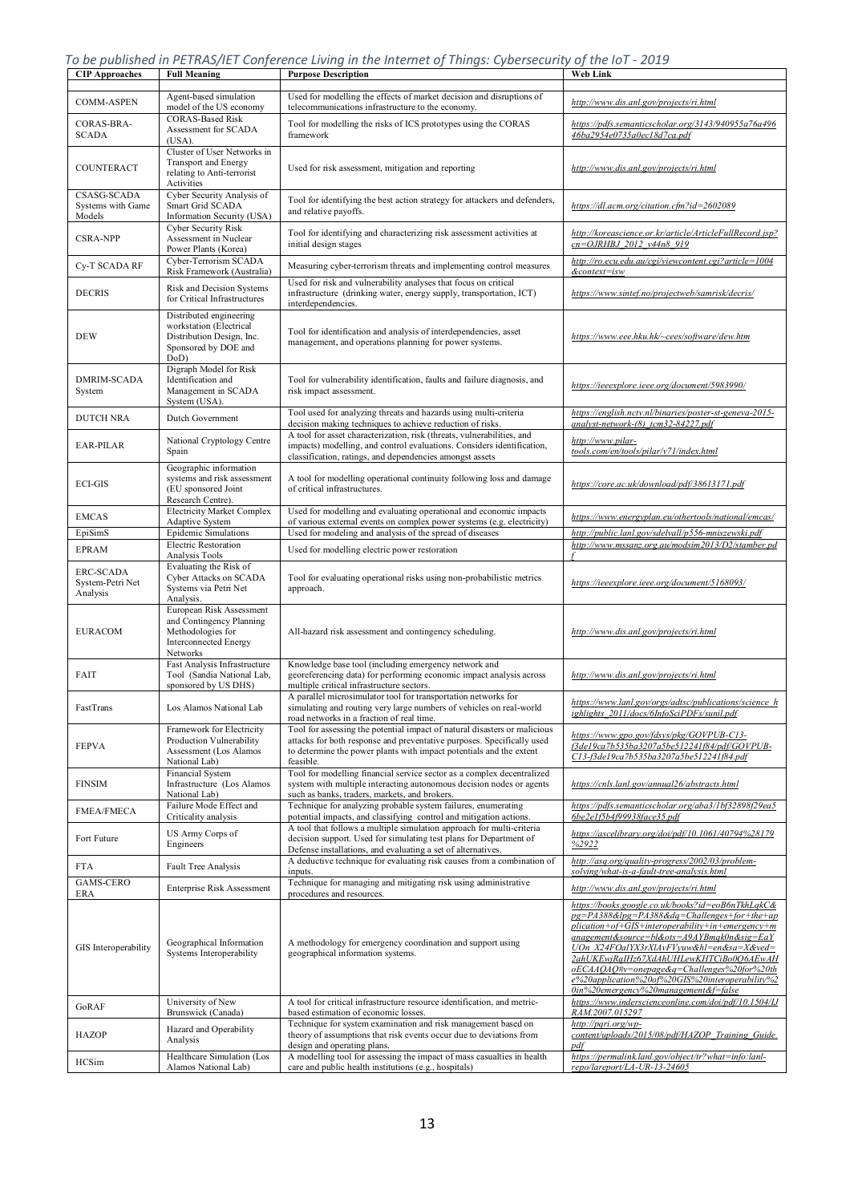| CIP Approaches | Full Meaning | Purpose Description | Web Link |
|---|---|---|---|
| COMM-ASPEN | Agent-based simulation model of the US economy | Used for modelling the effects of market decision and disruptions of telecommunications infrastructure to the economy. | *http://www.dis.anl.gov/projects/ri.html* |
| CORAS-BRA-SCADA | CORAS-Based Risk Assessment for SCADA (USA). | Tool for modelling the risks of ICS prototypes using the CORAS framework | *https://pdfs.semanticscholar.org/3143/940955a76a49646ba2954e0733a0ec18d7ca.pdf* |
| COUNTERACT | Cluster of User Networks in Transport and Energy relating to Anti-terrorist Activities | Used for risk assessment, mitigation and reporting | *http://www.dis.anl.gov/projects/ri.html* |
| CSASG-SCADA Systems with Game Models | Cyber Security Analysis of Smart Grid SCADA Information Security (USA) | Tool for identifying the best action strategy for attackers and defenders, and relative payoffs. | *https://dl.acm.org/citation.cfm?id=2602089* |
| CSRA-NPP | Cyber Security Risk Assessment in Nuclear Power Plants (Korea) | Tool for identifying and characterizing risk assessment activities at initial design stages | *http://koreascience.or.kr/article/ArticleFullRecord.jsp?cn=OJRHBJ_2012_v44n8_919* |
| Cy-T SCADA RF | Cyber-Terrorism SCADA Risk Framework (Australia) | Measuring cyber-terrorism threats and implementing control measures | *http://ro.ecu.edu.au/cgi/viewcontent.cgi?article=1004&context=isw* |
| DECRIS | Risk and Decision Systems for Critical Infrastructures | Used for risk and vulnerability analyses that focus on critical infrastructure (drinking water, energy supply, transportation, ICT) interdependencies. | *https://www.sintef.no/projectweb/samrisk/decris/* |
| DEW | Distributed engineering workstation (Electrical Distribution Design, Inc. Sponsored by DOE and DoD) | Tool for identification and analysis of interdependencies, asset management, and operations planning for power systems. | *https://www.eee.hku.hk/~cees/software/dew.htm* |
| DMRIM-SCADA System | Digraph Model for Risk Identification and Management in SCADA System (USA). | Tool for vulnerability identification, faults and failure diagnosis, and risk impact assessment. | *https://ieeexplore.ieee.org/document/5983990/* |
| DUTCH NRA | Dutch Government | Tool used for analyzing threats and hazards using multi-criteria decision making techniques to achieve reduction of risks. | *https://english.nctv.nl/binaries/poster-st-geneva-2015-analyst-network-(8)_tcm32-84227.pdf* |
| EAR-PILAR | National Cryptology Centre Spain | A tool for asset characterization, risk (threats, vulnerabilities, and impacts) modelling, and control evaluations. Considers identification, classification, ratings, and dependencies amongst assets | *http://www.pilar-tools.com/en/tools/pilar/v71/index.html* |
| ECI-GIS | Geographic information systems and risk assessment (EU sponsored Joint Research Centre). | A tool for modelling operational continuity following loss and damage of critical infrastructures. | *https://core.ac.uk/download/pdf/38613171.pdf* |
| EMCAS | Electricity Market Complex Adaptive System | Used for modelling and evaluating operational and economic impacts of various external events on complex power systems (e.g. electricity) | *https://www.energyplan.eu/othertools/national/emcas/* |
| EpiSimS | Epidemic Simulations | Used for modeling and analysis of the spread of diseases | *http://public.lanl.gov/sdelvall/p556-mniszewski.pdf* |
| EPRAM | Electric Restoration Analysis Tools | Used for modelling electric power restoration | *http://www.mssanz.org.au/modsim2013/D2/stamber.pdf* |
| ERC-SCADA System-Petri Net Analysis | Evaluating the Risk of Cyber Attacks on SCADA Systems via Petri Net Analysis. | Tool for evaluating operational risks using non-probabilistic metrics approach. | *https://ieeexplore.ieee.org/document/5168093/* |
| EURACOM | European Risk Assessment and Contingency Planning Methodologies for Interconnected Energy Networks | All-hazard risk assessment and contingency scheduling. | *http://www.dis.anl.gov/projects/ri.html* |
| FAIT | Fast Analysis Infrastructure Tool (Sandia National Lab, sponsored by US DHS) | Knowledge base tool (including emergency network and georeferencing data) for performing economic impact analysis across multiple critical infrastructure sectors. | *http://www.dis.anl.gov/projects/ri.html* |
| FastTrans | Los Alamos National Lab | A parallel microsimulator tool for transportation networks for simulating and routing very large numbers of vehicles on real-world road networks in a fraction of real time. | *https://www.lanl.gov/orgs/adtsc/publications/science_highlights_2011/docs/6InfoSciPDFs/sunil.pdf* |
| FEPVA | Framework for Electricity Production Vulnerability Assessment (Los Alamos National Lab) | Tool for assessing the potential impact of natural disasters or malicious attacks for both response and preventative purposes. Specifically used to determine the power plants with impact potentials and the extent feasible. | *https://www.gpo.gov/fdsys/pkg/GOVPUB-C13-f3de19ca7b535ba3207a5be512241f84/pdf/GOVPUB-C13-f3de19ca7b535ba3207a5be512241f84.pdf* |
| FINSIM | Financial System Infrastructure (Los Alamos National Lab) | Tool for modelling financial service sector as a complex decentralized system with multiple interacting autonomous decision nodes or agents such as banks, traders, markets, and brokers. | *https://cnls.lanl.gov/annual26/abstracts.html* |
| FMEA/FMECA | Failure Mode Effect and Criticality analysis | Technique for analyzing probable system failures, enumerating potential impacts, and classifying control and mitigation actions. | *https://pdfs.semanticscholar.org/aba3/1bf32898f29ea56be2e1f5b4f99938face35.pdf* |
| Fort Future | US Army Corps of Engineers | A tool that follows a multiple simulation approach for multi-criteria decision support. Used for simulating test plans for Department of Defense installations, and evaluating a set of alternatives. | *https://ascelibrary.org/doi/pdf/10.1061/40794%28179%2922* |
| FTA | Fault Tree Analysis | A deductive technique for evaluating risk causes from a combination of inputs. | *http://asq.org/quality-progress/2002/03/problem-solving/what-is-a-fault-tree-analysis.html* |
| GAMS-CERO ERA | Enterprise Risk Assessment | Technique for managing and mitigating risk using administrative procedures and resources. | *http://www.dis.anl.gov/projects/ri.html* |
| GIS Interoperability | Geographical Information Systems Interoperability | A methodology for emergency coordination and support using geographical information systems. | *https://books.google.co.uk/books?id=eoB6nTkhLqkC&pg=PA388&lpg=PA388&dq=Challenges+for+the+application+of+GIS+interoperability+in+emergency+management&source=bl&ots=A9AYBmgk0n&sig=EaYUOn_X24FOalYX3rXlAvFVyuw&hl=en&sa=X&ved=2ahUKEwjRqIHz67XdAhUHLewKHTCiBo0Q6AEwAHoECAAQAQ#v=onepage&q=Challenges%20for%20the%20application%20of%20GIS%20interoperability%20in%20emergency%20management&f=false* |
| GoRAF | University of New Brunswick (Canada) | A tool for critical infrastructure resource identification, and metric-based estimation of economic losses. | *https://www.inderscienceonline.com/doi/pdf/10.1504/IJRAM.2007.015297* |
| HAZOP | Hazard and Operability Analysis | Technique for system examination and risk management based on theory of assumptions that risk events occur due to deviations from design and operating plans. | *http://pqri.org/wp-content/uploads/2015/08/pdf/HAZOP_Training_Guide.pdf* |
| HCSim | Healthcare Simulation (Los Alamos National Lab) | A modelling tool for assessing the impact of mass casualties in health care and public health institutions (e.g., hospitals) | *https://permalink.lanl.gov/object/tr?what=info:lanl-repo/lareport/LA-UR-13-24605* |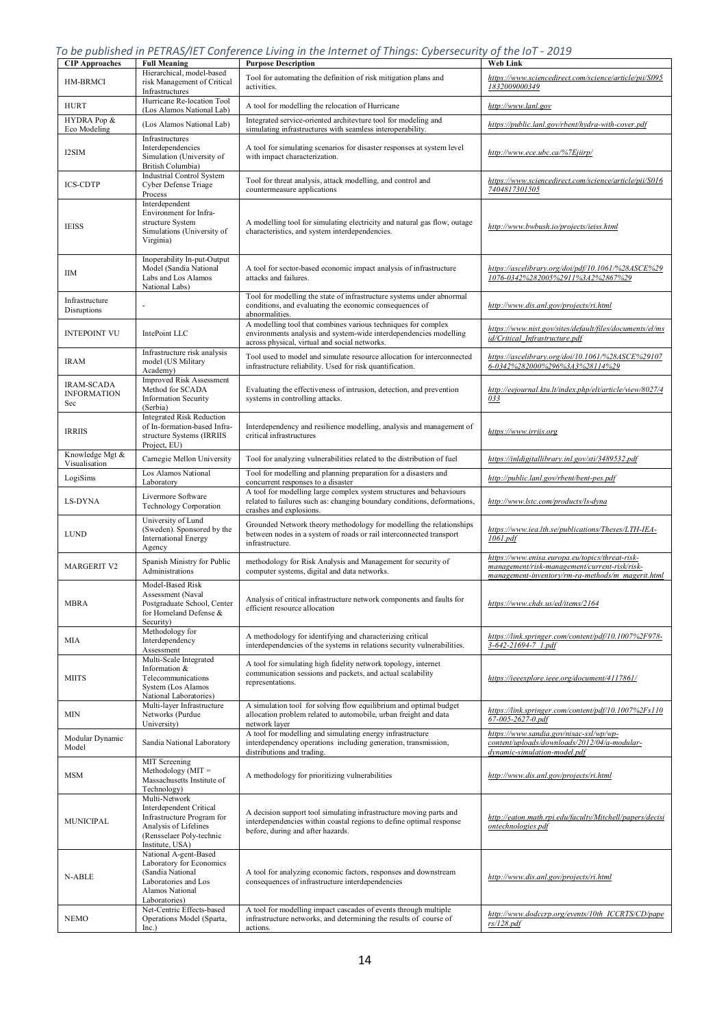| CIP Approaches | Full Meaning | Purpose Description | Web Link |
| --- | --- | --- | --- |
| HM-BRMCI | Hierarchical, model-based risk Management of Critical Infrastructures | Tool for automating the definition of risk mitigation plans and activities. | https://www.sciencedirect.com/science/article/pii/S0951832009000349 |
| HURT | Hurricane Re-location Tool (Los Alamos National Lab) | A tool for modelling the relocation of Hurricane | http://www.lanl.gov |
| HYDRA Pop & Eco Modeling | (Los Alamos National Lab) | Integrated service-oriented architevture tool for modeling and simulating infrastructures with seamless interoperability. | https://public.lanl.gov/rbent/hydra-with-cover.pdf |
| I2SIM | Infrastructures Interdependencies Simulation (University of British Columbia) | A tool for simulating scenarios for disaster responses at system level with impact characterization. | http://www.ece.ubc.ca/%7Ejiirp/ |
| ICS-CDTP | Industrial Control System Cyber Defense Triage Process | Tool for threat analysis, attack modelling, and control and countermeasure applications | https://www.sciencedirect.com/science/article/pii/S0167404817301505 |
| IEISS | Interdependent Environment for Infra-structure System Simulations (University of Virginia) | A modelling tool for simulating electricity and natural gas flow, outage characteristics, and system interdependencies. | http://www.bwbush.io/projects/ieiss.html |
| IIM | Inoperability In-put-Output Model (Sandia National Labs and Los Alamos National Labs) | A tool for sector-based economic impact analysis of infrastructure attacks and failures. | https://ascelibrary.org/doi/pdf/10.1061/%28ASCE%291076-0342%282005%2911%3A2%2867%29 |
| Infrastructure Disruptions | - | Tool for modelling the state of infrastructure systems under abnormal conditions, and evaluating the economic consequences of abnormalities. | http://www.dis.anl.gov/projects/ri.html |
| INTEPOINT VU | IntePoint LLC | A modelling tool that combines various techniques for complex environments analysis and system-wide interdependencies modelling across physical, virtual and social networks. | https://www.nist.gov/sites/default/files/documents/el/msid/Critical_Infrastructure.pdf |
| IRAM | Infrastructure risk analysis model (US Military Academy) | Tool used to model and simulate resource allocation for interconnected infrastructure reliability. Used for risk quantification. | https://ascelibrary.org/doi/10.1061/%28ASCE%291076-0342%282000%296%3A3%28114%29 |
| IRAM-SCADA INFORMATION Sec | Improved Risk Assessment Method for SCADA Information Security (Serbia) | Evaluating the effectiveness of intrusion, detection, and prevention systems in controlling attacks. | http://eejournal.ktu.lt/index.php/elt/article/view/8027/4033 |
| IRRIIS | Integrated Risk Reduction of In-formation-based Infra-structure Systems (IRRIIS Project, EU) | Interdependency and resilience modelling, analysis and management of critical infrastructures | https://www.irriis.org |
| Knowledge Mgt & Visualisation | Carnegie Mellon University | Tool for analyzing vulnerabilities related to the distribution of fuel | https://inldigitallibrary.inl.gov/sti/3489532.pdf |
| LogiSims | Los Alamos National Laboratory | Tool for modelling and planning preparation for a disasters and concurrent responses to a disaster | http://public.lanl.gov/rbent/bent-pes.pdf |
| LS-DYNA | Livermore Software Technology Corporation | A tool for modelling large complex system structures and behaviours related to failures such as: changing boundary conditions, deformations, crashes and explosions. | http://www.lstc.com/products/ls-dyna |
| LUND | University of Lund (Sweden). Sponsored by the International Energy Agency | Grounded Network theory methodology for modelling the relationships between nodes in a system of roads or rail interconnected transport infrastructure. | https://www.iea.lth.se/publications/Theses/LTH-IEA-1061.pdf |
| MARGERIT V2 | Spanish Ministry for Public Administrations | methodology for Risk Analysis and Management for security of computer systems, digital and data networks. | https://www.enisa.europa.eu/topics/threat-risk-management/risk-management/current-risk/risk-management-inventory/rm-ra-methods/m_magerit.html |
| MBRA | Model-Based Risk Assessment (Naval Postgraduate School, Center for Homeland Defense & Security) | Analysis of critical infrastructure network components and faults for efficient resource allocation | https://www.chds.us/ed/items/2164 |
| MIA | Methodology for Interdependency Assessment | A methodology for identifying and characterizing critical interdependencies of the systems in relations security vulnerabilities. | https://link.springer.com/content/pdf/10.1007%2F978-3-642-21694-7_1.pdf |
| MIITS | Multi-Scale Integrated Information & Telecommunications System (Los Alamos National Laboratories) | A tool for simulating high fidelity network topology, internet communication sessions and packets, and actual scalability representations. | https://ieeexplore.ieee.org/document/4117861/ |
| MIN | Multi-layer Infrastructure Networks (Purdue University) | A simulation tool for solving flow equilibrium and optimal budget allocation problem related to automobile, urban freight and data network layer | https://link.springer.com/content/pdf/10.1007%2Fs11067-005-2627-0.pdf |
| Modular Dynamic Model | Sandia National Laboratory | A tool for modelling and simulating energy infrastructure interdependency operations including generation, transmission, distributions and trading. | https://www.sandia.gov/nisac-ssl/wp/wp-content/uploads/downloads/2012/04/a-modular-dynamic-simulation-model.pdf |
| MSM | MIT Screening Methodology (MIT = Massachusetts Institute of Technology) | A methodology for prioritizing vulnerabilities | http://www.dis.anl.gov/projects/ri.html |
| MUNICIPAL | Multi-Network Interdependent Critical Infrastructure Program for Analysis of Lifelines (Rensselaer Poly-technic Institute, USA) | A decision support tool simulating infrastructure moving parts and interdependencies within coastal regions to define optimal response before, during and after hazards. | http://eaton.math.rpi.edu/faculty/Mitchell/papers/decisiontechnologies.pdf |
| N-ABLE | National A-gent-Based Laboratory for Economics (Sandia National Laboratories and Los Alamos National Laboratories) | A tool for analyzing economic factors, responses and downstream consequences of infrastructure interdependencies | http://www.dis.anl.gov/projects/ri.html |
| NEMO | Net-Centric Effects-based Operations Model (Sparta, Inc.) | A tool for modelling impact cascades of events through multiple infrastructure networks, and determining the results of course of actions. | http://www.dodccrp.org/events/10th_ICCRTS/CD/papers/128.pdf |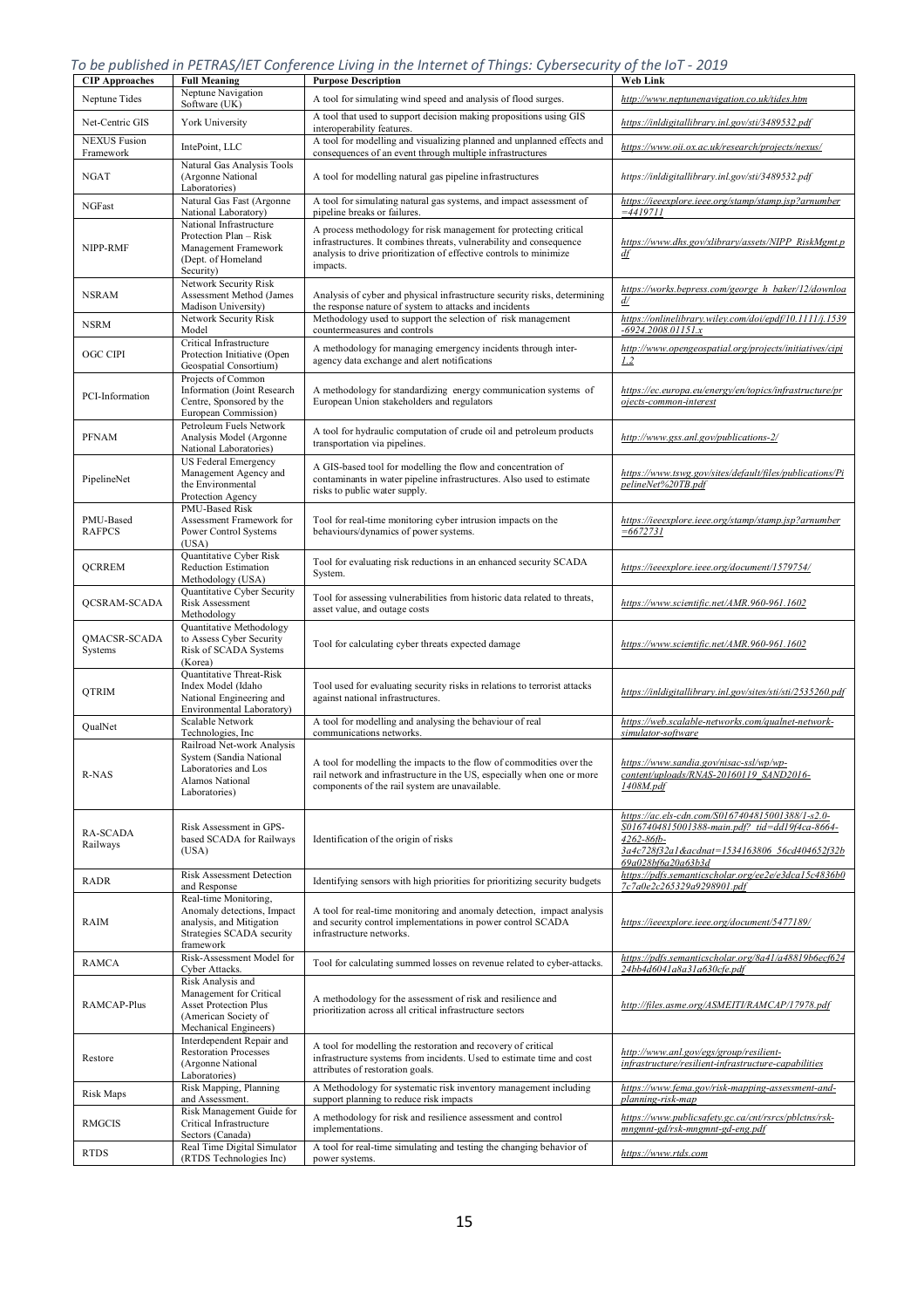| CIP Approaches | Full Meaning | Purpose Description | Web Link |
|---|---|---|---|
| Neptune Tides | Neptune Navigation Software (UK) | A tool for simulating wind speed and analysis of flood surges. | *http://www.neptunenavigation.co.uk/tides.htm* |
| Net-Centric GIS | York University | A tool that used to support decision making propositions using GIS interoperability features. | *https://inldigitallibrary.inl.gov/sti/3489532.pdf* |
| NEXUS Fusion Framework | IntePoint, LLC | A tool for modelling and visualizing planned and unplanned effects and consequences of an event through multiple infrastructures | *https://www.oii.ox.ac.uk/research/projects/nexus/* |
| NGAT | Natural Gas Analysis Tools (Argonne National Laboratories) | A tool for modelling natural gas pipeline infrastructures | *https://inldigitallibrary.inl.gov/sti/3489532.pdf* |
| NGFast | Natural Gas Fast (Argonne National Laboratory) | A tool for simulating natural gas systems, and impact assessment of pipeline breaks or failures. | *https://ieeexplore.ieee.org/stamp/stamp.jsp?arnumber=4419711* |
| NIPP-RMF | National Infrastructure Protection Plan – Risk Management Framework (Dept. of Homeland Security) | A process methodology for risk management for protecting critical infrastructures. It combines threats, vulnerability and consequence analysis to drive prioritization of effective controls to minimize impacts. | *https://www.dhs.gov/xlibrary/assets/NIPP_RiskMgmt.pdf* |
| NSRAM | Network Security Risk Assessment Method (James Madison University) | Analysis of cyber and physical infrastructure security risks, determining the response nature of system to attacks and incidents | *https://works.bepress.com/george_h_baker/12/download/* |
| NSRM | Network Security Risk Model | Methodology used to support the selection of risk management countermeasures and controls | *https://onlinelibrary.wiley.com/doi/epdf/10.1111/j.1539-6924.2008.01151.x* |
| OGC CIPI | Critical Infrastructure Protection Initiative (Open Geospatial Consortium) | A methodology for managing emergency incidents through inter-agency data exchange and alert notifications | *http://www.opengeospatial.org/projects/initiatives/cipi1.2* |
| PCI-Information | Projects of Common Information (Joint Research Centre, Sponsored by the European Commission) | A methodology for standardizing energy communication systems of European Union stakeholders and regulators | *https://ec.europa.eu/energy/en/topics/infrastructure/projects-common-interest* |
| PFNAM | Petroleum Fuels Network Analysis Model (Argonne National Laboratories) | A tool for hydraulic computation of crude oil and petroleum products transportation via pipelines. | *http://www.gss.anl.gov/publications-2/* |
| PipelineNet | US Federal Emergency Management Agency and the Environmental Protection Agency | A GIS-based tool for modelling the flow and concentration of contaminants in water pipeline infrastructures. Also used to estimate risks to public water supply. | *https://www.tswg.gov/sites/default/files/publications/PipelineNet%20TB.pdf* |
| PMU-Based RAFPCS | PMU-Based Risk Assessment Framework for Power Control Systems (USA) | Tool for real-time monitoring cyber intrusion impacts on the behaviours/dynamics of power systems. | *https://ieeexplore.ieee.org/stamp/stamp.jsp?arnumber=6672731* |
| QCRREM | Quantitative Cyber Risk Reduction Estimation Methodology (USA) | Tool for evaluating risk reductions in an enhanced security SCADA System. | *https://ieeexplore.ieee.org/document/1579754/* |
| QCSRAM-SCADA | Quantitative Cyber Security Risk Assessment Methodology | Tool for assessing vulnerabilities from historic data related to threats, asset value, and outage costs | *https://www.scientific.net/AMR.960-961.1602* |
| QMACSR-SCADA Systems | Quantitative Methodology to Assess Cyber Security Risk of SCADA Systems (Korea) | Tool for calculating cyber threats expected damage | *https://www.scientific.net/AMR.960-961.1602* |
| QTRIM | Quantitative Threat-Risk Index Model (Idaho National Engineering and Environmental Laboratory) | Tool used for evaluating security risks in relations to terrorist attacks against national infrastructures. | *https://inldigitallibrary.inl.gov/sites/sti/sti/2535260.pdf* |
| QualNet | Scalable Network Technologies, Inc | A tool for modelling and analysing the behaviour of real communications networks. | *https://web.scalable-networks.com/qualnet-network-simulator-software* |
| R-NAS | Railroad Net-work Analysis System (Sandia National Laboratories and Los Alamos National Laboratories) | A tool for modelling the impacts to the flow of commodities over the rail network and infrastructure in the US, especially when one or more components of the rail system are unavailable. | *https://www.sandia.gov/nisac-ssl/wp/wp-content/uploads/RNAS-20160119_SAND2016-1408M.pdf* |
| RA-SCADA Railways | Risk Assessment in GPS-based SCADA for Railways (USA) | Identification of the origin of risks | *https://ac.els-cdn.com/S0167404815001388/1-s2.0-S0167404815001388-main.pdf?_tid=dd19f4ca-8664-4262-86fb-3a4c728f32a1&acdnat=1534163806_56cd404652f32b69a028bf6a20a63b3d* |
| RADR | Risk Assessment Detection and Response | Identifying sensors with high priorities for prioritizing security budgets | *https://pdfs.semanticscholar.org/ee2e/e3dca15c4836b07c7a0e2c265329a9298901.pdf* |
| RAIM | Real-time Monitoring, Anomaly detections, Impact analysis, and Mitigation Strategies SCADA security framework | A tool for real-time monitoring and anomaly detection, impact analysis and security control implementations in power control SCADA infrastructure networks. | *https://ieeexplore.ieee.org/document/5477189/* |
| RAMCA | Risk-Assessment Model for Cyber Attacks. | Tool for calculating summed losses on revenue related to cyber-attacks. | *https://pdfs.semanticscholar.org/8a41/a48819b6ecf62424bb4d6041a8a31a630cfe.pdf* |
| RAMCAP-Plus | Risk Analysis and Management for Critical Asset Protection Plus (American Society of Mechanical Engineers) | A methodology for the assessment of risk and resilience and prioritization across all critical infrastructure sectors | *http://files.asme.org/ASMEITI/RAMCAP/17978.pdf* |
| Restore | Interdependent Repair and Restoration Processes (Argonne National Laboratories) | A tool for modelling the restoration and recovery of critical infrastructure systems from incidents. Used to estimate time and cost attributes of restoration goals. | *http://www.anl.gov/egs/group/resilient-infrastructure/resilient-infrastructure-capabilities* |
| Risk Maps | Risk Mapping, Planning and Assessment. | A Methodology for systematic risk inventory management including support planning to reduce risk impacts | *https://www.fema.gov/risk-mapping-assessment-and-planning-risk-map* |
| RMGCIS | Risk Management Guide for Critical Infrastructure Sectors (Canada) | A methodology for risk and resilience assessment and control implementations. | *https://www.publicsafety.gc.ca/cnt/rsrcs/pblctns/rsk-mngmnt-gd/rsk-mngmnt-gd-eng.pdf* |
| RTDS | Real Time Digital Simulator (RTDS Technologies Inc) | A tool for real-time simulating and testing the changing behavior of power systems. | *https://www.rtds.com* |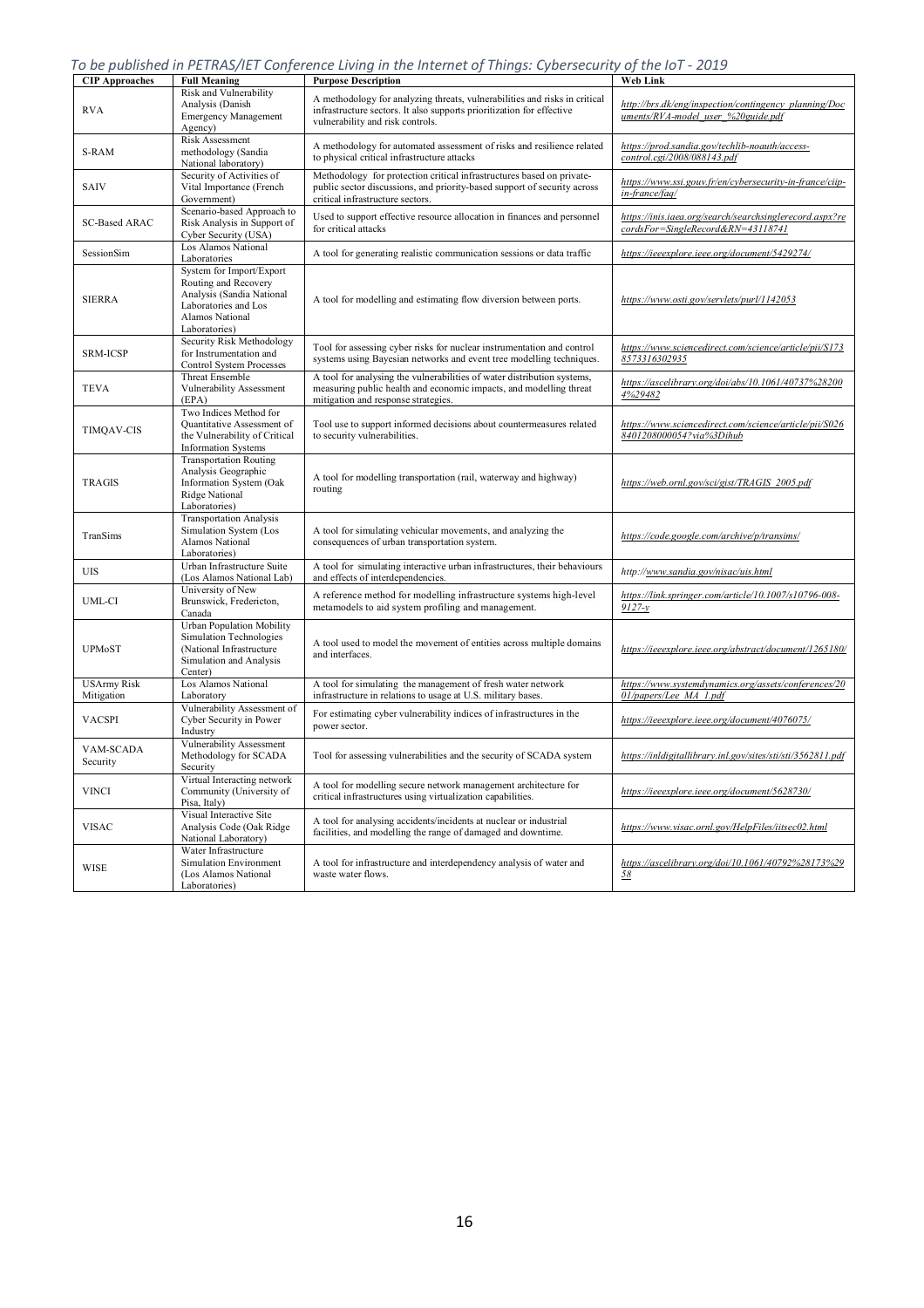| CIP Approaches | Full Meaning | Purpose Description | Web Link |
|---|---|---|---|
| RVA | Risk and Vulnerability Analysis (Danish Emergency Management Agency) | A methodology for analyzing threats, vulnerabilities and risks in critical infrastructure sectors. It also supports prioritization for effective vulnerability and risk controls. | *http://brs.dk/eng/inspection/contingency_planning/Documents/RVA-model_user_%20guide.pdf* |
| S-RAM | Risk Assessment methodology (Sandia National laboratory) | A methodology for automated assessment of risks and resilience related to physical critical infrastructure attacks | *https://prod.sandia.gov/techlib-noauth/access-control.cgi/2008/088143.pdf* |
| SAIV | Security of Activities of Vital Importance (French Government) | Methodology for protection critical infrastructures based on private-public sector discussions, and priority-based support of security across critical infrastructure sectors. | *https://www.ssi.gouv.fr/en/cybersecurity-in-france/ciip-in-france/faq/* |
| SC-Based ARAC | Scenario-based Approach to Risk Analysis in Support of Cyber Security (USA) | Used to support effective resource allocation in finances and personnel for critical attacks | *https://inis.iaea.org/search/searchsinglerecord.aspx?recordsFor=SingleRecord&RN=43118741* |
| SessionSim | Los Alamos National Laboratories | A tool for generating realistic communication sessions or data traffic | *https://ieeexplore.ieee.org/document/5429274/* |
| SIERRA | System for Import/Export Routing and Recovery Analysis (Sandia National Laboratories and Los Alamos National Laboratories) | A tool for modelling and estimating flow diversion between ports. | *https://www.osti.gov/servlets/purl/1142053* |
| SRM-ICSP | Security Risk Methodology for Instrumentation and Control System Processes | Tool for assessing cyber risks for nuclear instrumentation and control systems using Bayesian networks and event tree modelling techniques. | *https://www.sciencedirect.com/science/article/pii/S1738573316302935* |
| TEVA | Threat Ensemble Vulnerability Assessment (EPA) | A tool for analysing the vulnerabilities of water distribution systems, measuring public health and economic impacts, and modelling threat mitigation and response strategies. | *https://ascelibrary.org/doi/abs/10.1061/40737%282004%29482* |
| TIMQAV-CIS | Two Indices Method for Quantitative Assessment of the Vulnerability of Critical Information Systems | Tool use to support informed decisions about countermeasures related to security vulnerabilities. | *https://www.sciencedirect.com/science/article/pii/S0268401208000054?via%3Dihub* |
| TRAGIS | Transportation Routing Analysis Geographic Information System (Oak Ridge National Laboratories) | A tool for modelling transportation (rail, waterway and highway) routing | *https://web.ornl.gov/sci/gist/TRAGIS_2005.pdf* |
| TranSims | Transportation Analysis Simulation System (Los Alamos National Laboratories) | A tool for simulating vehicular movements, and analyzing the consequences of urban transportation system. | *https://code.google.com/archive/p/transims/* |
| UIS | Urban Infrastructure Suite (Los Alamos National Lab) | A tool for simulating interactive urban infrastructures, their behaviours and effects of interdependencies. | *http://www.sandia.gov/nisac/uis.html* |
| UML-CI | University of New Brunswick, Fredericton, Canada | A reference method for modelling infrastructure systems high-level metamodels to aid system profiling and management. | *https://link.springer.com/article/10.1007/s10796-008-9127-y* |
| UPMoST | Urban Population Mobility Simulation Technologies (National Infrastructure Simulation and Analysis Center) | A tool used to model the movement of entities across multiple domains and interfaces. | *https://ieeexplore.ieee.org/abstract/document/1265180/* |
| USArmy Risk Mitigation | Los Alamos National Laboratory | A tool for simulating the management of fresh water network infrastructure in relations to usage at U.S. military bases. | *https://www.systemdynamics.org/assets/conferences/2001/papers/Lee_MA_1.pdf* |
| VACSPI | Vulnerability Assessment of Cyber Security in Power Industry | For estimating cyber vulnerability indices of infrastructures in the power sector. | *https://ieeexplore.ieee.org/document/4076075/* |
| VAM-SCADA Security | Vulnerability Assessment Methodology for SCADA Security | Tool for assessing vulnerabilities and the security of SCADA system | *https://inldigitallibrary.inl.gov/sites/sti/sti/3562811.pdf* |
| VINCI | Virtual Interacting network Community (University of Pisa, Italy) | A tool for modelling secure network management architecture for critical infrastructures using virtualization capabilities. | *https://ieeexplore.ieee.org/document/5628730/* |
| VISAC | Visual Interactive Site Analysis Code (Oak Ridge National Laboratory) | A tool for analysing accidents/incidents at nuclear or industrial facilities, and modelling the range of damaged and downtime. | *https://www.visac.ornl.gov/HelpFiles/iitsec02.html* |
| WISE | Water Infrastructure Simulation Environment (Los Alamos National Laboratories) | A tool for infrastructure and interdependency analysis of water and waste water flows. | *https://ascelibrary.org/doi/10.1061/40792%28173%2958* |